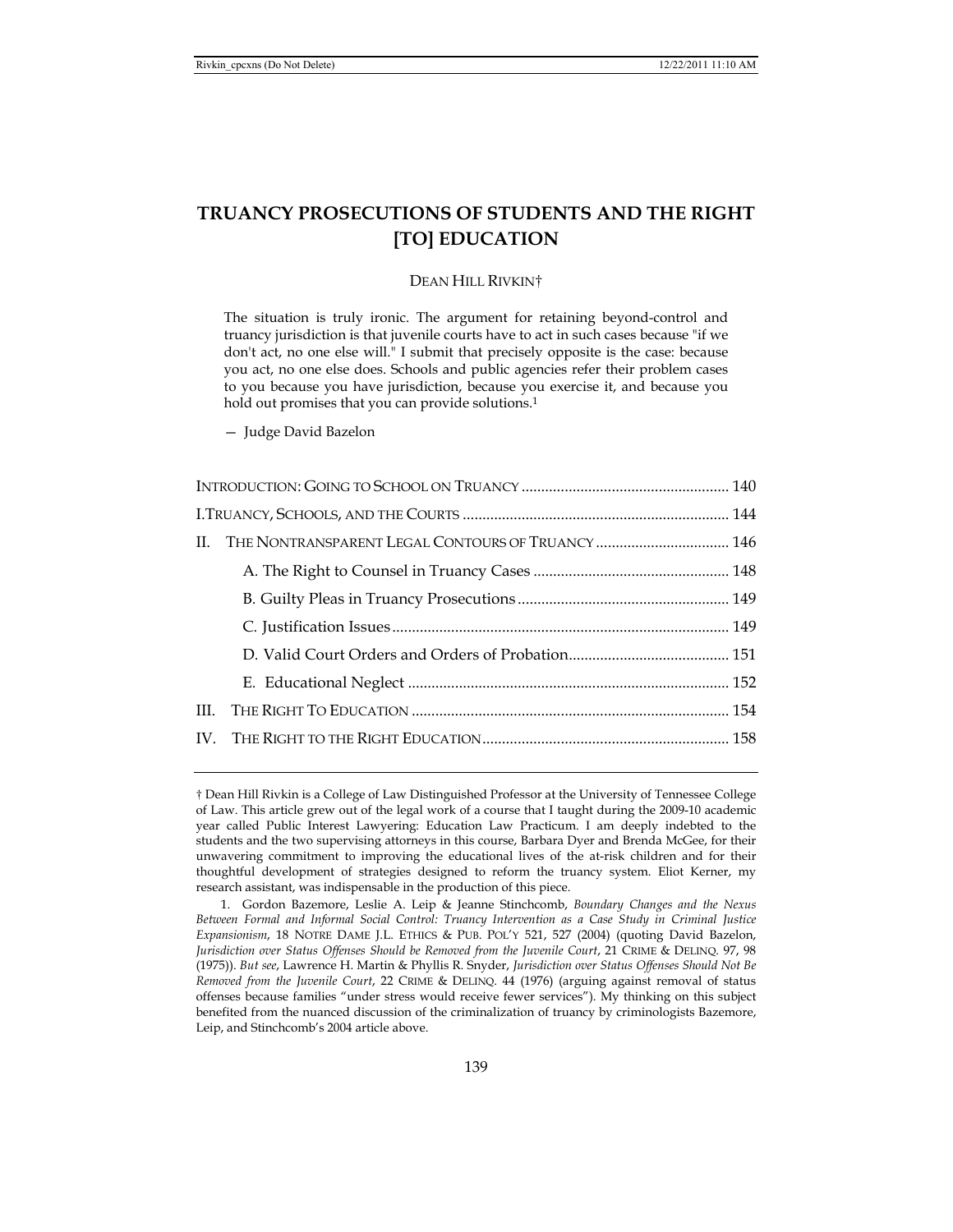# TRUANCY PROSECUTIONS OF STUDENTS AND THE RIGHT [TO] EDUCATION

DEAN HILL RIVKIN†

> The situation is truly ironic. The argument for retaining beyond-control and truancy jurisdiction is that juvenile courts have to act in such cases because "if we don't act, no one else will." I submit that precisely opposite is the case: because you act, no one else does. Schools and public agencies refer their problem cases to you because you have jurisdiction, because you exercise it, and because you hold out promises that you can provide solutions.[1]
>
> — Judge David Bazelon

| | |
|---|---|
| INTRODUCTION: GOING TO SCHOOL ON TRUANCY | 140 |
| I. TRUANCY, SCHOOLS, AND THE COURTS | 144 |
| II. THE NONTRANSPARENT LEGAL CONTOURS OF TRUANCY | 146 |
| A. The Right to Counsel in Truancy Cases | 148 |
| B. Guilty Pleas in Truancy Prosecutions | 149 |
| C. Justification Issues | 149 |
| D. Valid Court Orders and Orders of Probation | 151 |
| E. Educational Neglect | 152 |
| III. THE RIGHT TO EDUCATION | 154 |
| IV. THE RIGHT TO THE RIGHT EDUCATION | 158 |

† Dean Hill Rivkin is a College of Law Distinguished Professor at the University of Tennessee College of Law. This article grew out of the legal work of a course that I taught during the 2009-10 academic year called Public Interest Lawyering: Education Law Practicum. I am deeply indebted to the students and the two supervising attorneys in this course, Barbara Dyer and Brenda McGee, for their unwavering commitment to improving the educational lives of the at-risk children and for their thoughtful development of strategies designed to reform the truancy system. Eliot Kerner, my research assistant, was indispensable in the production of this piece.

1. Gordon Bazemore, Leslie A. Leip & Jeanne Stinchcomb, *Boundary Changes and the Nexus Between Formal and Informal Social Control: Truancy Intervention as a Case Study in Criminal Justice Expansionism*, 18 NOTRE DAME J.L. ETHICS & PUB. POL'Y 521, 527 (2004) (quoting David Bazelon, *Jurisdiction over Status Offenses Should be Removed from the Juvenile Court*, 21 CRIME & DELINQ. 97, 98 (1975)). *But see*, Lawrence H. Martin & Phyllis R. Snyder, *Jurisdiction over Status Offenses Should Not Be Removed from the Juvenile Court*, 22 CRIME & DELINQ. 44 (1976) (arguing against removal of status offenses because families "under stress would receive fewer services"). My thinking on this subject benefited from the nuanced discussion of the criminalization of truancy by criminologists Bazemore, Leip, and Stinchcomb's 2004 article above.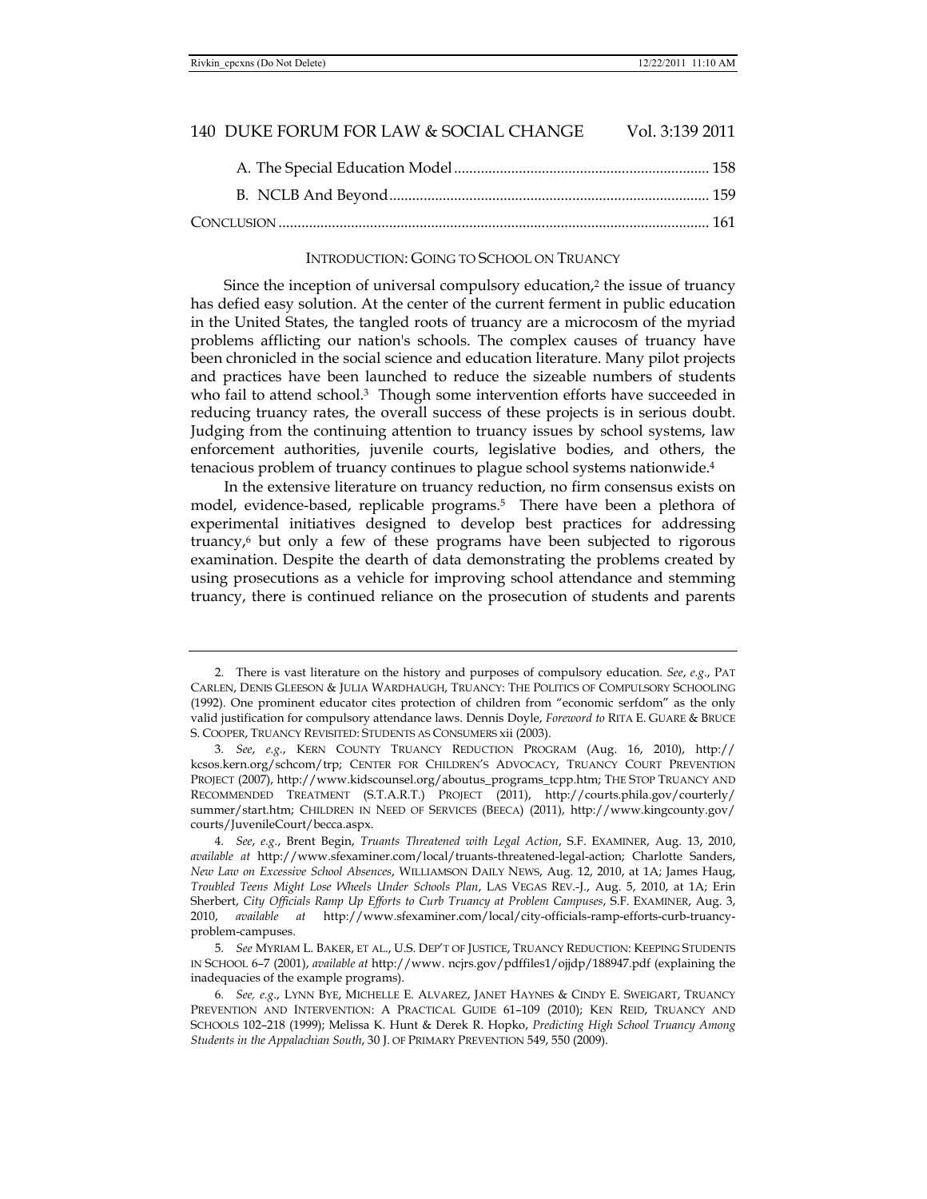A. The Special Education Model .................................................................. 158

B. NCLB And Beyond .................................................................................. 159

CONCLUSION ............................................................................................................. 161

## INTRODUCTION: GOING TO SCHOOL ON TRUANCY

Since the inception of universal compulsory education,[2] the issue of truancy has defied easy solution. At the center of the current ferment in public education in the United States, the tangled roots of truancy are a microcosm of the myriad problems afflicting our nation's schools. The complex causes of truancy have been chronicled in the social science and education literature. Many pilot projects and practices have been launched to reduce the sizeable numbers of students who fail to attend school.[3] Though some intervention efforts have succeeded in reducing truancy rates, the overall success of these projects is in serious doubt. Judging from the continuing attention to truancy issues by school systems, law enforcement authorities, juvenile courts, legislative bodies, and others, the tenacious problem of truancy continues to plague school systems nationwide.[4]

In the extensive literature on truancy reduction, no firm consensus exists on model, evidence-based, replicable programs.[5] There have been a plethora of experimental initiatives designed to develop best practices for addressing truancy,[6] but only a few of these programs have been subjected to rigorous examination. Despite the dearth of data demonstrating the problems created by using prosecutions as a vehicle for improving school attendance and stemming truancy, there is continued reliance on the prosecution of students and parents

---

2. There is vast literature on the history and purposes of compulsory education. *See*, *e.g.*, PAT CARLEN, DENIS GLEESON & JULIA WARDHAUGH, TRUANCY: THE POLITICS OF COMPULSORY SCHOOLING (1992). One prominent educator cites protection of children from "economic serfdom" as the only valid justification for compulsory attendance laws. Dennis Doyle, *Foreword to* RITA E. GUARE & BRUCE S. COOPER, TRUANCY REVISITED: STUDENTS AS CONSUMERS xii (2003).

3. *See*, *e.g.*, KERN COUNTY TRUANCY REDUCTION PROGRAM (Aug. 16, 2010), http://kcsos.kern.org/schcom/trp; CENTER FOR CHILDREN'S ADVOCACY, TRUANCY COURT PREVENTION PROJECT (2007), http://www.kidscounsel.org/aboutus_programs_tcpp.htm; THE STOP TRUANCY AND RECOMMENDED TREATMENT (S.T.A.R.T.) PROJECT (2011), http://courts.phila.gov/courterly/summer/start.htm; CHILDREN IN NEED OF SERVICES (BEECA) (2011), http://www.kingcounty.gov/courts/JuvenileCourt/becca.aspx.

4. *See*, *e.g.*, Brent Begin, *Truants Threatened with Legal Action*, S.F. EXAMINER, Aug. 13, 2010, *available at* http://www.sfexaminer.com/local/truants-threatened-legal-action; Charlotte Sanders, *New Law on Excessive School Absences*, WILLIAMSON DAILY NEWS, Aug. 12, 2010, at 1A; James Haug, *Troubled Teens Might Lose Wheels Under Schools Plan*, LAS VEGAS REV.-J., Aug. 5, 2010, at 1A; Erin Sherbert, *City Officials Ramp Up Efforts to Curb Truancy at Problem Campuses*, S.F. EXAMINER, Aug. 3, 2010, *available at* http://www.sfexaminer.com/local/city-officials-ramp-efforts-curb-truancy-problem-campuses.

5. *See* MYRIAM L. BAKER, ET AL., U.S. DEP'T OF JUSTICE, TRUANCY REDUCTION: KEEPING STUDENTS IN SCHOOL 6–7 (2001), *available at* http://www. ncjrs.gov/pdffiles1/ojjdp/188947.pdf (explaining the inadequacies of the example programs).

6. *See, e.g.*, LYNN BYE, MICHELLE E. ALVAREZ, JANET HAYNES & CINDY E. SWEIGART, TRUANCY PREVENTION AND INTERVENTION: A PRACTICAL GUIDE 61–109 (2010); KEN REID, TRUANCY AND SCHOOLS 102–218 (1999); Melissa K. Hunt & Derek R. Hopko, *Predicting High School Truancy Among Students in the Appalachian South*, 30 J. OF PRIMARY PREVENTION 549, 550 (2009).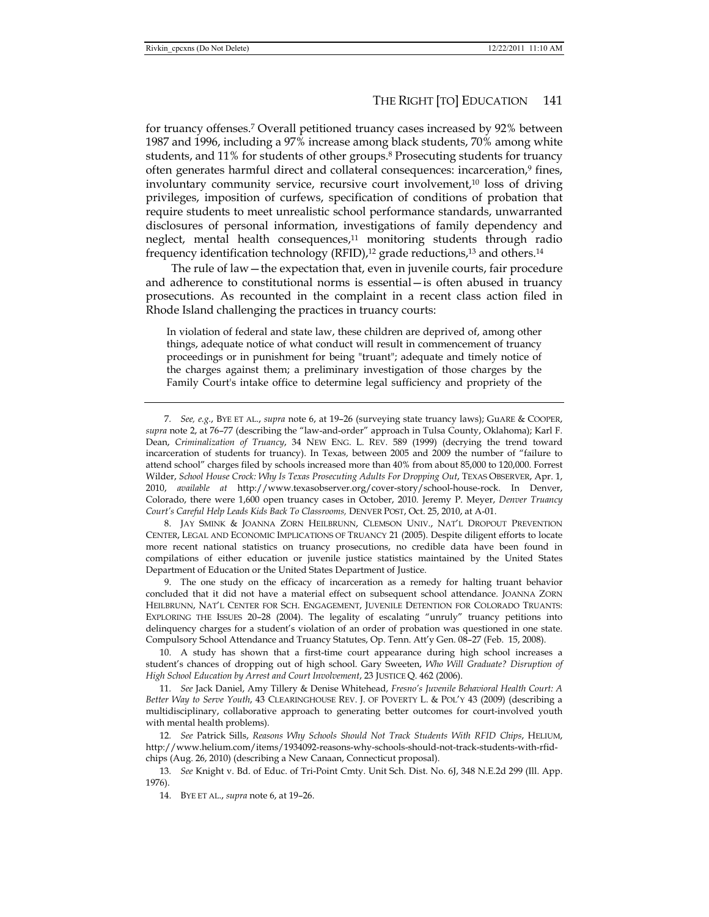for truancy offenses.[7] Overall petitioned truancy cases increased by 92% between 1987 and 1996, including a 97% increase among black students, 70% among white students, and 11% for students of other groups.[8] Prosecuting students for truancy often generates harmful direct and collateral consequences: incarceration,[9] fines, involuntary community service, recursive court involvement,[10] loss of driving privileges, imposition of curfews, specification of conditions of probation that require students to meet unrealistic school performance standards, unwarranted disclosures of personal information, investigations of family dependency and neglect, mental health consequences,[11] monitoring students through radio frequency identification technology (RFID),[12] grade reductions,[13] and others.[14]

The rule of law—the expectation that, even in juvenile courts, fair procedure and adherence to constitutional norms is essential—is often abused in truancy prosecutions. As recounted in the complaint in a recent class action filed in Rhode Island challenging the practices in truancy courts:

> In violation of federal and state law, these children are deprived of, among other things, adequate notice of what conduct will result in commencement of truancy proceedings or in punishment for being "truant"; adequate and timely notice of the charges against them; a preliminary investigation of those charges by the Family Court's intake office to determine legal sufficiency and propriety of the

---

7. *See, e.g.*, BYE ET AL., *supra* note 6, at 19–26 (surveying state truancy laws); GUARE & COOPER, *supra* note 2, at 76–77 (describing the "law-and-order" approach in Tulsa County, Oklahoma); Karl F. Dean, *Criminalization of Truancy*, 34 NEW ENG. L. REV. 589 (1999) (decrying the trend toward incarceration of students for truancy). In Texas, between 2005 and 2009 the number of "failure to attend school" charges filed by schools increased more than 40% from about 85,000 to 120,000. Forrest Wilder, *School House Crock: Why Is Texas Prosecuting Adults For Dropping Out*, TEXAS OBSERVER, Apr. 1, 2010, *available at* http://www.texasobserver.org/cover-story/school-house-rock. In Denver, Colorado, there were 1,600 open truancy cases in October, 2010. Jeremy P. Meyer, *Denver Truancy Court's Careful Help Leads Kids Back To Classrooms,* DENVER POST, Oct. 25, 2010, at A-01.

8. JAY SMINK & JOANNA ZORN HEILBRUNN, CLEMSON UNIV., NAT'L DROPOUT PREVENTION CENTER, LEGAL AND ECONOMIC IMPLICATIONS OF TRUANCY 21 (2005). Despite diligent efforts to locate more recent national statistics on truancy prosecutions, no credible data have been found in compilations of either education or juvenile justice statistics maintained by the United States Department of Education or the United States Department of Justice.

9. The one study on the efficacy of incarceration as a remedy for halting truant behavior concluded that it did not have a material effect on subsequent school attendance. JOANNA ZORN HEILBRUNN, NAT'L CENTER FOR SCH. ENGAGEMENT, JUVENILE DETENTION FOR COLORADO TRUANTS: EXPLORING THE ISSUES 20–28 (2004). The legality of escalating "unruly" truancy petitions into delinquency charges for a student's violation of an order of probation was questioned in one state. Compulsory School Attendance and Truancy Statutes, Op. Tenn. Att'y Gen. 08–27 (Feb. 15, 2008).

10. A study has shown that a first-time court appearance during high school increases a student's chances of dropping out of high school. Gary Sweeten, *Who Will Graduate? Disruption of High School Education by Arrest and Court Involvement*, 23 JUSTICE Q. 462 (2006).

11. *See* Jack Daniel, Amy Tillery & Denise Whitehead, *Fresno's Juvenile Behavioral Health Court: A Better Way to Serve Youth*, 43 CLEARINGHOUSE REV. J. OF POVERTY L. & POL'Y 43 (2009) (describing a multidisciplinary, collaborative approach to generating better outcomes for court-involved youth with mental health problems).

12. *See* Patrick Sills, *Reasons Why Schools Should Not Track Students With RFID Chips*, HELIUM, http://www.helium.com/items/1934092-reasons-why-schools-should-not-track-students-with-rfid-chips (Aug. 26, 2010) (describing a New Canaan, Connecticut proposal).

13. *See* Knight v. Bd. of Educ. of Tri-Point Cmty. Unit Sch. Dist. No. 6J, 348 N.E.2d 299 (Ill. App. 1976).

14. BYE ET AL., *supra* note 6, at 19–26.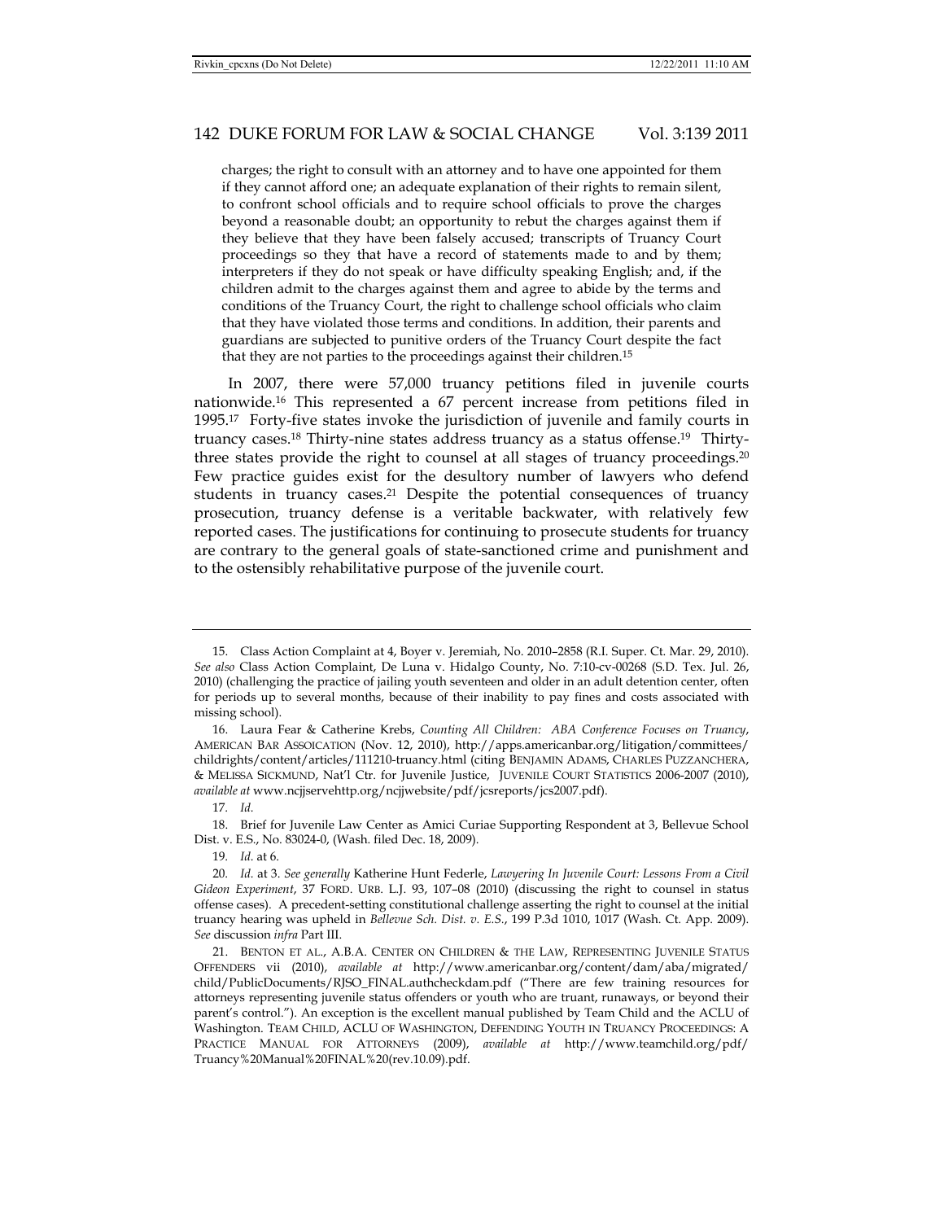charges; the right to consult with an attorney and to have one appointed for them if they cannot afford one; an adequate explanation of their rights to remain silent, to confront school officials and to require school officials to prove the charges beyond a reasonable doubt; an opportunity to rebut the charges against them if they believe that they have been falsely accused; transcripts of Truancy Court proceedings so they that have a record of statements made to and by them; interpreters if they do not speak or have difficulty speaking English; and, if the children admit to the charges against them and agree to abide by the terms and conditions of the Truancy Court, the right to challenge school officials who claim that they have violated those terms and conditions. In addition, their parents and guardians are subjected to punitive orders of the Truancy Court despite the fact that they are not parties to the proceedings against their children.[15]

In 2007, there were 57,000 truancy petitions filed in juvenile courts nationwide.[16] This represented a 67 percent increase from petitions filed in 1995.[17] Forty-five states invoke the jurisdiction of juvenile and family courts in truancy cases.[18] Thirty-nine states address truancy as a status offense.[19] Thirty-three states provide the right to counsel at all stages of truancy proceedings.[20] Few practice guides exist for the desultory number of lawyers who defend students in truancy cases.[21] Despite the potential consequences of truancy prosecution, truancy defense is a veritable backwater, with relatively few reported cases. The justifications for continuing to prosecute students for truancy are contrary to the general goals of state-sanctioned crime and punishment and to the ostensibly rehabilitative purpose of the juvenile court.

---

15. Class Action Complaint at 4, Boyer v. Jeremiah, No. 2010–2858 (R.I. Super. Ct. Mar. 29, 2010). *See also* Class Action Complaint, De Luna v. Hidalgo County, No. 7:10-cv-00268 (S.D. Tex. Jul. 26, 2010) (challenging the practice of jailing youth seventeen and older in an adult detention center, often for periods up to several months, because of their inability to pay fines and costs associated with missing school).

16. Laura Fear & Catherine Krebs, *Counting All Children: ABA Conference Focuses on Truancy*, AMERICAN BAR ASSOICATION (Nov. 12, 2010), http://apps.americanbar.org/litigation/committees/childrights/content/articles/111210-truancy.html (citing BENJAMIN ADAMS, CHARLES PUZZANCHERA, & MELISSA SICKMUND, Nat'l Ctr. for Juvenile Justice, JUVENILE COURT STATISTICS 2006-2007 (2010), *available at* www.ncjjservehttp.org/ncjjwebsite/pdf/jcsreports/jcs2007.pdf).

17. *Id.*

18. Brief for Juvenile Law Center as Amici Curiae Supporting Respondent at 3, Bellevue School Dist. v. E.S., No. 83024-0, (Wash. filed Dec. 18, 2009).

19. *Id.* at 6.

20. *Id.* at 3. *See generally* Katherine Hunt Federle, *Lawyering In Juvenile Court: Lessons From a Civil Gideon Experiment*, 37 FORD. URB. L.J. 93, 107–08 (2010) (discussing the right to counsel in status offense cases). A precedent-setting constitutional challenge asserting the right to counsel at the initial truancy hearing was upheld in *Bellevue Sch. Dist. v. E.S.*, 199 P.3d 1010, 1017 (Wash. Ct. App. 2009). *See* discussion *infra* Part III.

21. BENTON ET AL., A.B.A. CENTER ON CHILDREN & THE LAW, REPRESENTING JUVENILE STATUS OFFENDERS vii (2010), *available at* http://www.americanbar.org/content/dam/aba/migrated/child/PublicDocuments/RJSO_FINAL.authcheckdam.pdf ("There are few training resources for attorneys representing juvenile status offenders or youth who are truant, runaways, or beyond their parent's control."). An exception is the excellent manual published by Team Child and the ACLU of Washington. TEAM CHILD, ACLU OF WASHINGTON, DEFENDING YOUTH IN TRUANCY PROCEEDINGS: A PRACTICE MANUAL FOR ATTORNEYS (2009), *available at* http://www.teamchild.org/pdf/Truancy%20Manual%20FINAL%20(rev.10.09).pdf.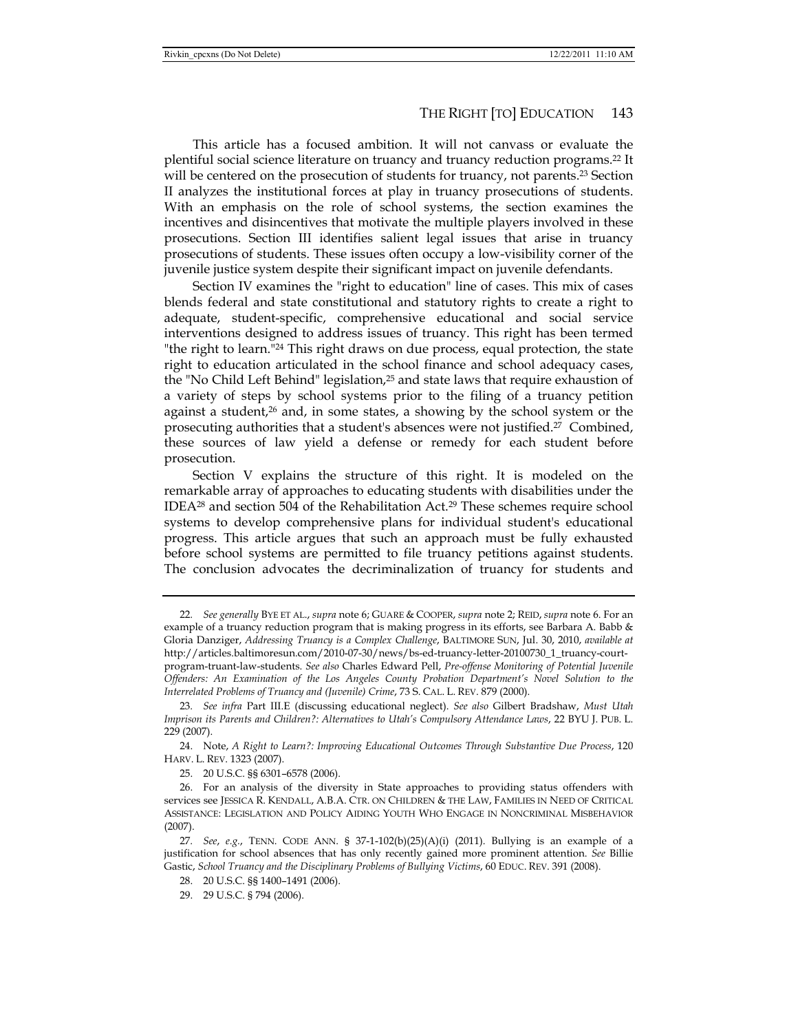This article has a focused ambition. It will not canvass or evaluate the plentiful social science literature on truancy and truancy reduction programs.[22] It will be centered on the prosecution of students for truancy, not parents.[23] Section II analyzes the institutional forces at play in truancy prosecutions of students. With an emphasis on the role of school systems, the section examines the incentives and disincentives that motivate the multiple players involved in these prosecutions. Section III identifies salient legal issues that arise in truancy prosecutions of students. These issues often occupy a low-visibility corner of the juvenile justice system despite their significant impact on juvenile defendants.

Section IV examines the "right to education" line of cases. This mix of cases blends federal and state constitutional and statutory rights to create a right to adequate, student-specific, comprehensive educational and social service interventions designed to address issues of truancy. This right has been termed "the right to learn."[24] This right draws on due process, equal protection, the state right to education articulated in the school finance and school adequacy cases, the "No Child Left Behind" legislation,[25] and state laws that require exhaustion of a variety of steps by school systems prior to the filing of a truancy petition against a student,[26] and, in some states, a showing by the school system or the prosecuting authorities that a student's absences were not justified.[27] Combined, these sources of law yield a defense or remedy for each student before prosecution.

Section V explains the structure of this right. It is modeled on the remarkable array of approaches to educating students with disabilities under the IDEA[28] and section 504 of the Rehabilitation Act.[29] These schemes require school systems to develop comprehensive plans for individual student's educational progress. This article argues that such an approach must be fully exhausted before school systems are permitted to file truancy petitions against students. The conclusion advocates the decriminalization of truancy for students and

---

22. *See generally* BYE ET AL., *supra* note 6; GUARE & COOPER, *supra* note 2; REID, *supra* note 6. For an example of a truancy reduction program that is making progress in its efforts, see Barbara A. Babb & Gloria Danziger, *Addressing Truancy is a Complex Challenge*, BALTIMORE SUN, Jul. 30, 2010, *available at* http://articles.baltimoresun.com/2010-07-30/news/bs-ed-truancy-letter-20100730_1_truancy-court-program-truant-law-students. *See also* Charles Edward Pell, *Pre-offense Monitoring of Potential Juvenile Offenders: An Examination of the Los Angeles County Probation Department's Novel Solution to the Interrelated Problems of Truancy and (Juvenile) Crime*, 73 S. CAL. L. REV. 879 (2000).

23. *See infra* Part III.E (discussing educational neglect). *See also* Gilbert Bradshaw, *Must Utah Imprison its Parents and Children?: Alternatives to Utah's Compulsory Attendance Laws*, 22 BYU J. PUB. L. 229 (2007).

24. Note, *A Right to Learn?: Improving Educational Outcomes Through Substantive Due Process*, 120 HARV. L. REV. 1323 (2007).

25. 20 U.S.C. §§ 6301–6578 (2006).

26. For an analysis of the diversity in State approaches to providing status offenders with services see JESSICA R. KENDALL, A.B.A. CTR. ON CHILDREN & THE LAW, FAMILIES IN NEED OF CRITICAL ASSISTANCE: LEGISLATION AND POLICY AIDING YOUTH WHO ENGAGE IN NONCRIMINAL MISBEHAVIOR (2007).

27. *See, e.g.*, TENN. CODE ANN. § 37-1-102(b)(25)(A)(i) (2011). Bullying is an example of a justification for school absences that has only recently gained more prominent attention. *See* Billie Gastic, *School Truancy and the Disciplinary Problems of Bullying Victims*, 60 EDUC. REV. 391 (2008).

28. 20 U.S.C. §§ 1400–1491 (2006).

29. 29 U.S.C. § 794 (2006).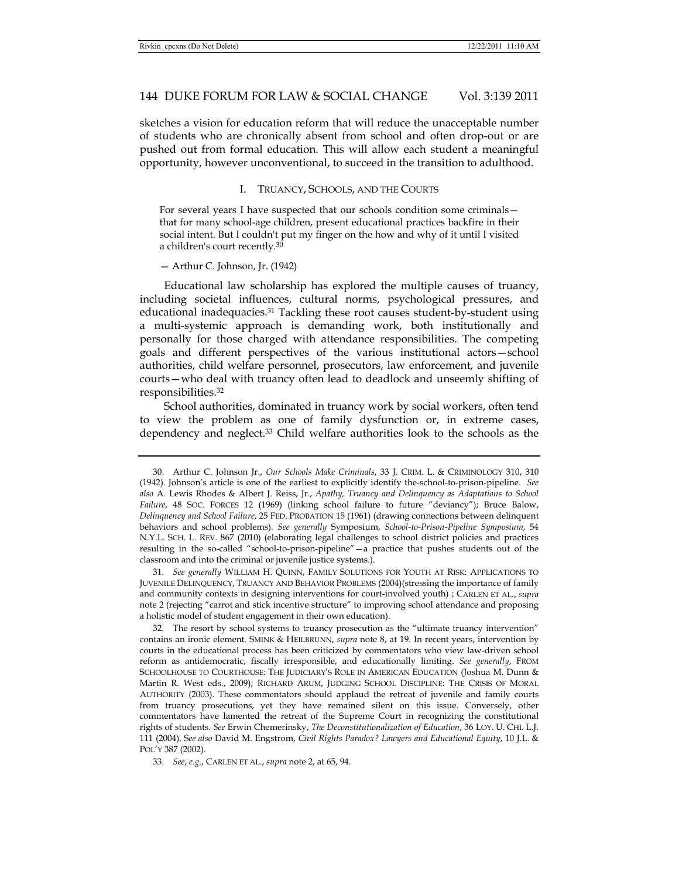sketches a vision for education reform that will reduce the unacceptable number of students who are chronically absent from school and often drop-out or are pushed out from formal education. This will allow each student a meaningful opportunity, however unconventional, to succeed in the transition to adulthood.

## I. TRUANCY, SCHOOLS, AND THE COURTS

> For several years I have suspected that our schools condition some criminals—that for many school-age children, present educational practices backfire in their social intent. But I couldn't put my finger on the how and why of it until I visited a children's court recently.[30]
>
> — Arthur C. Johnson, Jr. (1942)

Educational law scholarship has explored the multiple causes of truancy, including societal influences, cultural norms, psychological pressures, and educational inadequacies.[31] Tackling these root causes student-by-student using a multi-systemic approach is demanding work, both institutionally and personally for those charged with attendance responsibilities. The competing goals and different perspectives of the various institutional actors—school authorities, child welfare personnel, prosecutors, law enforcement, and juvenile courts—who deal with truancy often lead to deadlock and unseemly shifting of responsibilities.[32]

School authorities, dominated in truancy work by social workers, often tend to view the problem as one of family dysfunction or, in extreme cases, dependency and neglect.[33] Child welfare authorities look to the schools as the

---

30. Arthur C. Johnson Jr., *Our Schools Make Criminals*, 33 J. CRIM. L. & CRIMINOLOGY 310, 310 (1942). Johnson's article is one of the earliest to explicitly identify the-school-to-prison-pipeline. *See also* A. Lewis Rhodes & Albert J. Reiss, Jr., *Apathy, Truancy and Delinquency as Adaptations to School Failure*, 48 SOC. FORCES 12 (1969) (linking school failure to future "deviancy"); Bruce Balow, *Delinquency and School Failure*, 25 FED. PROBATION 15 (1961) (drawing connections between delinquent behaviors and school problems). *See generally* Symposium, *School-to-Prison-Pipeline Symposium*, 54 N.Y.L. SCH. L. REV. 867 (2010) (elaborating legal challenges to school district policies and practices resulting in the so-called "school-to-prison-pipeline"—a practice that pushes students out of the classroom and into the criminal or juvenile justice systems.).

31. *See generally* WILLIAM H. QUINN, FAMILY SOLUTIONS FOR YOUTH AT RISK: APPLICATIONS TO JUVENILE DELINQUENCY, TRUANCY AND BEHAVIOR PROBLEMS (2004)(stressing the importance of family and community contexts in designing interventions for court-involved youth) ; CARLEN ET AL., *supra* note 2 (rejecting "carrot and stick incentive structure" to improving school attendance and proposing a holistic model of student engagement in their own education).

32. The resort by school systems to truancy prosecution as the "ultimate truancy intervention" contains an ironic element. SMINK & HEILBRUNN, *supra* note 8, at 19. In recent years, intervention by courts in the educational process has been criticized by commentators who view law-driven school reform as antidemocratic, fiscally irresponsible, and educationally limiting. *See generally*, FROM SCHOOLHOUSE TO COURTHOUSE: THE JUDICIARY'S ROLE IN AMERICAN EDUCATION (Joshua M. Dunn & Martin R. West eds., 2009); RICHARD ARUM, JUDGING SCHOOL DISCIPLINE: THE CRISIS OF MORAL AUTHORITY (2003). These commentators should applaud the retreat of juvenile and family courts from truancy prosecutions, yet they have remained silent on this issue. Conversely, other commentators have lamented the retreat of the Supreme Court in recognizing the constitutional rights of students. *See* Erwin Chemerinsky, *The Deconstitutionalization of Education*, 36 LOY. U. CHI. L.J. 111 (2004). S*ee also* David M. Engstrom, *Civil Rights Paradox? Lawyers and Educational Equity*, 10 J.L. & POL'Y 387 (2002).

33. *See*, *e.g.*, CARLEN ET AL., *supra* note 2, at 65, 94.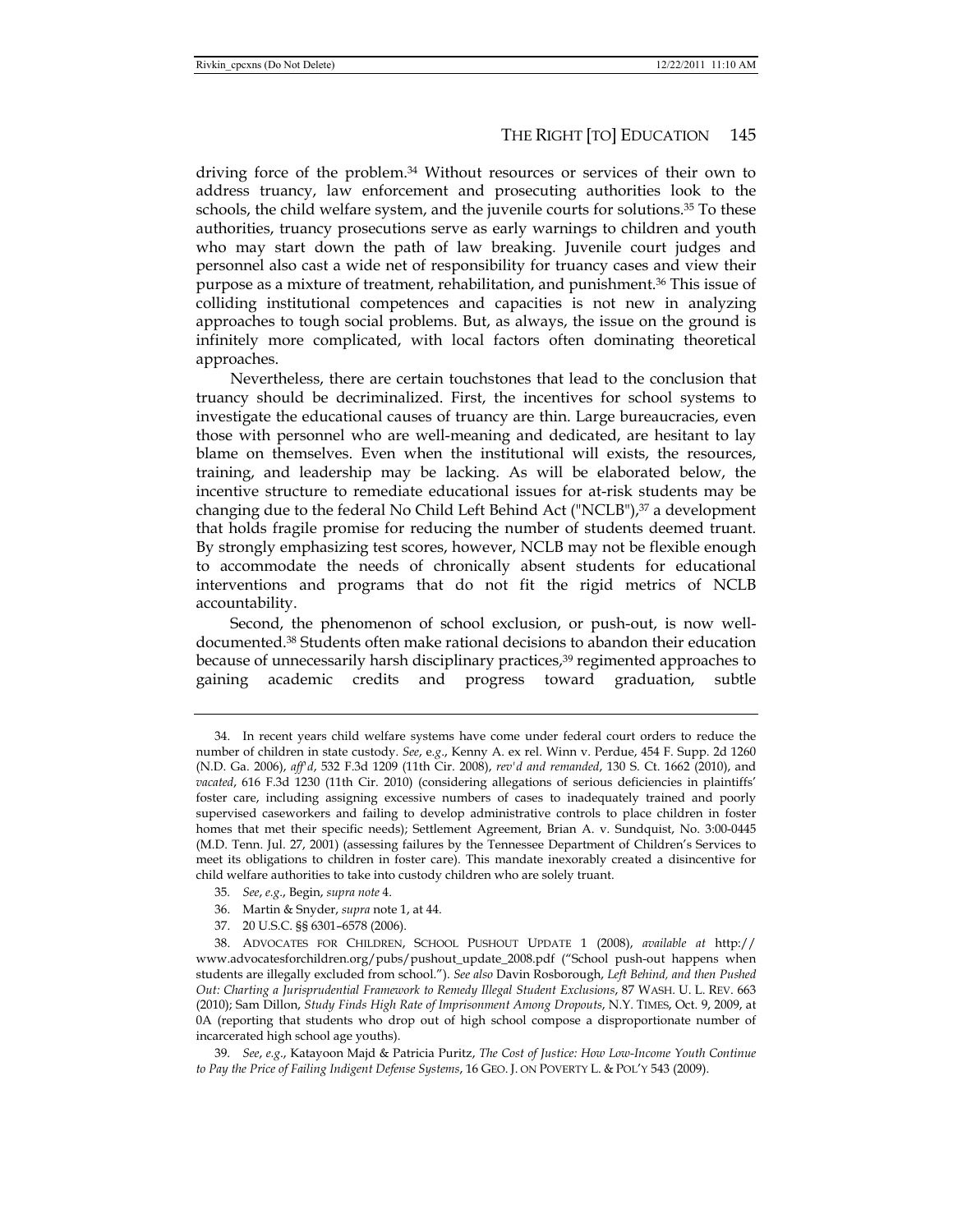driving force of the problem.[34] Without resources or services of their own to address truancy, law enforcement and prosecuting authorities look to the schools, the child welfare system, and the juvenile courts for solutions.[35] To these authorities, truancy prosecutions serve as early warnings to children and youth who may start down the path of law breaking. Juvenile court judges and personnel also cast a wide net of responsibility for truancy cases and view their purpose as a mixture of treatment, rehabilitation, and punishment.[36] This issue of colliding institutional competences and capacities is not new in analyzing approaches to tough social problems. But, as always, the issue on the ground is infinitely more complicated, with local factors often dominating theoretical approaches.

Nevertheless, there are certain touchstones that lead to the conclusion that truancy should be decriminalized. First, the incentives for school systems to investigate the educational causes of truancy are thin. Large bureaucracies, even those with personnel who are well-meaning and dedicated, are hesitant to lay blame on themselves. Even when the institutional will exists, the resources, training, and leadership may be lacking. As will be elaborated below, the incentive structure to remediate educational issues for at-risk students may be changing due to the federal No Child Left Behind Act ("NCLB"),[37] a development that holds fragile promise for reducing the number of students deemed truant. By strongly emphasizing test scores, however, NCLB may not be flexible enough to accommodate the needs of chronically absent students for educational interventions and programs that do not fit the rigid metrics of NCLB accountability.

Second, the phenomenon of school exclusion, or push-out, is now well-documented.[38] Students often make rational decisions to abandon their education because of unnecessarily harsh disciplinary practices,[39] regimented approaches to gaining academic credits and progress toward graduation, subtle

---

34. In recent years child welfare systems have come under federal court orders to reduce the number of children in state custody. *See, e.g.*, Kenny A. ex rel. Winn v. Perdue, 454 F. Supp. 2d 1260 (N.D. Ga. 2006), *aff'd*, 532 F.3d 1209 (11th Cir. 2008), *rev'd and remanded*, 130 S. Ct. 1662 (2010), and *vacated*, 616 F.3d 1230 (11th Cir. 2010) (considering allegations of serious deficiencies in plaintiffs' foster care, including assigning excessive numbers of cases to inadequately trained and poorly supervised caseworkers and failing to develop administrative controls to place children in foster homes that met their specific needs); Settlement Agreement, Brian A. v. Sundquist, No. 3:00-0445 (M.D. Tenn. Jul. 27, 2001) (assessing failures by the Tennessee Department of Children's Services to meet its obligations to children in foster care). This mandate inexorably created a disincentive for child welfare authorities to take into custody children who are solely truant.

35. *See, e.g.*, Begin, *supra note* 4.

36. Martin & Snyder, *supra* note 1, at 44.

37. 20 U.S.C. §§ 6301–6578 (2006).

38. ADVOCATES FOR CHILDREN, SCHOOL PUSHOUT UPDATE 1 (2008), *available at* http://www.advocatesforchildren.org/pubs/pushout_update_2008.pdf ("School push-out happens when students are illegally excluded from school."). *See also* Davin Rosborough, *Left Behind, and then Pushed Out: Charting a Jurisprudential Framework to Remedy Illegal Student Exclusions*, 87 WASH. U. L. REV. 663 (2010); Sam Dillon, *Study Finds High Rate of Imprisonment Among Dropouts*, N.Y. TIMES, Oct. 9, 2009, at 0A (reporting that students who drop out of high school compose a disproportionate number of incarcerated high school age youths).

39. *See, e.g.*, Katayoon Majd & Patricia Puritz, *The Cost of Justice: How Low-Income Youth Continue to Pay the Price of Failing Indigent Defense Systems*, 16 GEO. J. ON POVERTY L. & POL'Y 543 (2009).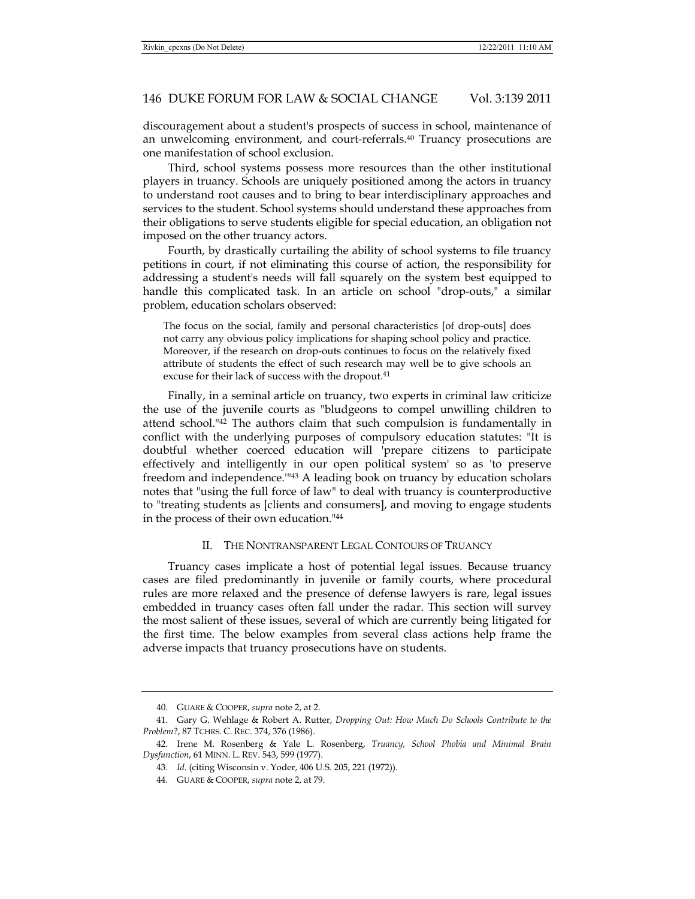discouragement about a student's prospects of success in school, maintenance of an unwelcoming environment, and court-referrals.[40] Truancy prosecutions are one manifestation of school exclusion.

Third, school systems possess more resources than the other institutional players in truancy. Schools are uniquely positioned among the actors in truancy to understand root causes and to bring to bear interdisciplinary approaches and services to the student. School systems should understand these approaches from their obligations to serve students eligible for special education, an obligation not imposed on the other truancy actors.

Fourth, by drastically curtailing the ability of school systems to file truancy petitions in court, if not eliminating this course of action, the responsibility for addressing a student's needs will fall squarely on the system best equipped to handle this complicated task. In an article on school "drop-outs," a similar problem, education scholars observed:

> The focus on the social, family and personal characteristics [of drop-outs] does not carry any obvious policy implications for shaping school policy and practice. Moreover, if the research on drop-outs continues to focus on the relatively fixed attribute of students the effect of such research may well be to give schools an excuse for their lack of success with the dropout.[41]

Finally, in a seminal article on truancy, two experts in criminal law criticize the use of the juvenile courts as "bludgeons to compel unwilling children to attend school."[42] The authors claim that such compulsion is fundamentally in conflict with the underlying purposes of compulsory education statutes: "It is doubtful whether coerced education will 'prepare citizens to participate effectively and intelligently in our open political system' so as 'to preserve freedom and independence.'"[43] A leading book on truancy by education scholars notes that "using the full force of law" to deal with truancy is counterproductive to "treating students as [clients and consumers], and moving to engage students in the process of their own education."[44]

## II. THE NONTRANSPARENT LEGAL CONTOURS OF TRUANCY

Truancy cases implicate a host of potential legal issues. Because truancy cases are filed predominantly in juvenile or family courts, where procedural rules are more relaxed and the presence of defense lawyers is rare, legal issues embedded in truancy cases often fall under the radar. This section will survey the most salient of these issues, several of which are currently being litigated for the first time. The below examples from several class actions help frame the adverse impacts that truancy prosecutions have on students.

---

40. GUARE & COOPER, *supra* note 2, at 2.

41. Gary G. Wehlage & Robert A. Rutter, *Dropping Out: How Much Do Schools Contribute to the Problem?*, 87 TCHRS. C. REC. 374, 376 (1986).

42. Irene M. Rosenberg & Yale L. Rosenberg, *Truancy, School Phobia and Minimal Brain Dysfunction*, 61 MINN. L. REV. 543, 599 (1977).

43. *Id.* (citing Wisconsin v. Yoder, 406 U.S. 205, 221 (1972)).

44. GUARE & COOPER, *supra* note 2, at 79.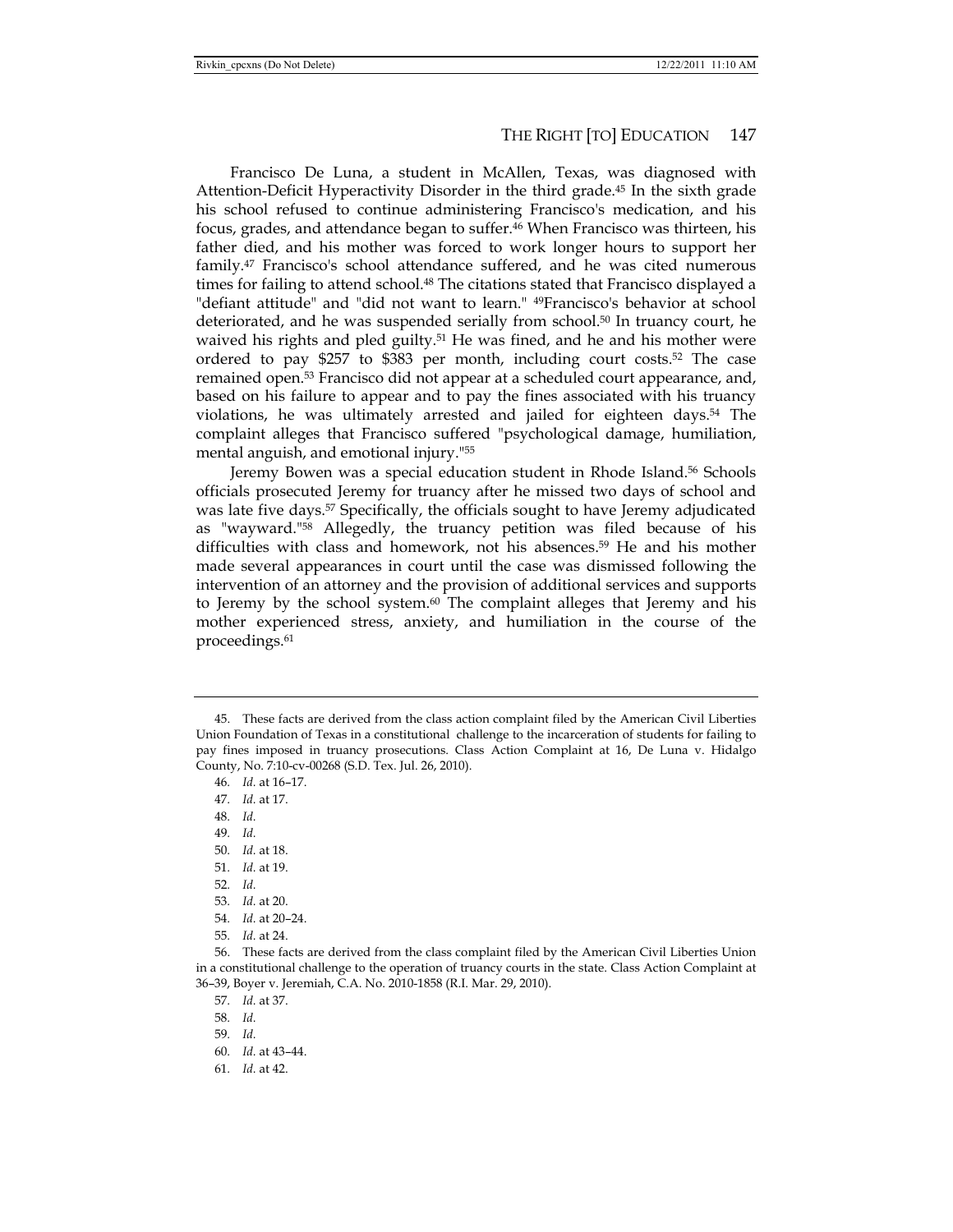Francisco De Luna, a student in McAllen, Texas, was diagnosed with Attention-Deficit Hyperactivity Disorder in the third grade.[45] In the sixth grade his school refused to continue administering Francisco's medication, and his focus, grades, and attendance began to suffer.[46] When Francisco was thirteen, his father died, and his mother was forced to work longer hours to support her family.[47] Francisco's school attendance suffered, and he was cited numerous times for failing to attend school.[48] The citations stated that Francisco displayed a "defiant attitude" and "did not want to learn." [49]Francisco's behavior at school deteriorated, and he was suspended serially from school.[50] In truancy court, he waived his rights and pled guilty.[51] He was fined, and he and his mother were ordered to pay $257 to $383 per month, including court costs.[52] The case remained open.[53] Francisco did not appear at a scheduled court appearance, and, based on his failure to appear and to pay the fines associated with his truancy violations, he was ultimately arrested and jailed for eighteen days.[54] The complaint alleges that Francisco suffered "psychological damage, humiliation, mental anguish, and emotional injury."[55]

Jeremy Bowen was a special education student in Rhode Island.[56] Schools officials prosecuted Jeremy for truancy after he missed two days of school and was late five days.[57] Specifically, the officials sought to have Jeremy adjudicated as "wayward."[58] Allegedly, the truancy petition was filed because of his difficulties with class and homework, not his absences.[59] He and his mother made several appearances in court until the case was dismissed following the intervention of an attorney and the provision of additional services and supports to Jeremy by the school system.[60] The complaint alleges that Jeremy and his mother experienced stress, anxiety, and humiliation in the course of the proceedings.[61]

---

45. These facts are derived from the class action complaint filed by the American Civil Liberties Union Foundation of Texas in a constitutional challenge to the incarceration of students for failing to pay fines imposed in truancy prosecutions. Class Action Complaint at 16, De Luna v. Hidalgo County, No. 7:10-cv-00268 (S.D. Tex. Jul. 26, 2010).

46. *Id.* at 16–17.

47. *Id.* at 17.

48. *Id.*

49. *Id.*

50. *Id.* at 18.

51. *Id.* at 19.

52. *Id.*

53. *Id.* at 20.

54. *Id.* at 20–24.

55. *Id.* at 24.

56. These facts are derived from the class complaint filed by the American Civil Liberties Union in a constitutional challenge to the operation of truancy courts in the state. Class Action Complaint at 36–39, Boyer v. Jeremiah, C.A. No. 2010-1858 (R.I. Mar. 29, 2010).

57. *Id.* at 37.

58. *Id.*

59. *Id.*

60. *Id.* at 43–44.

61. *Id.* at 42.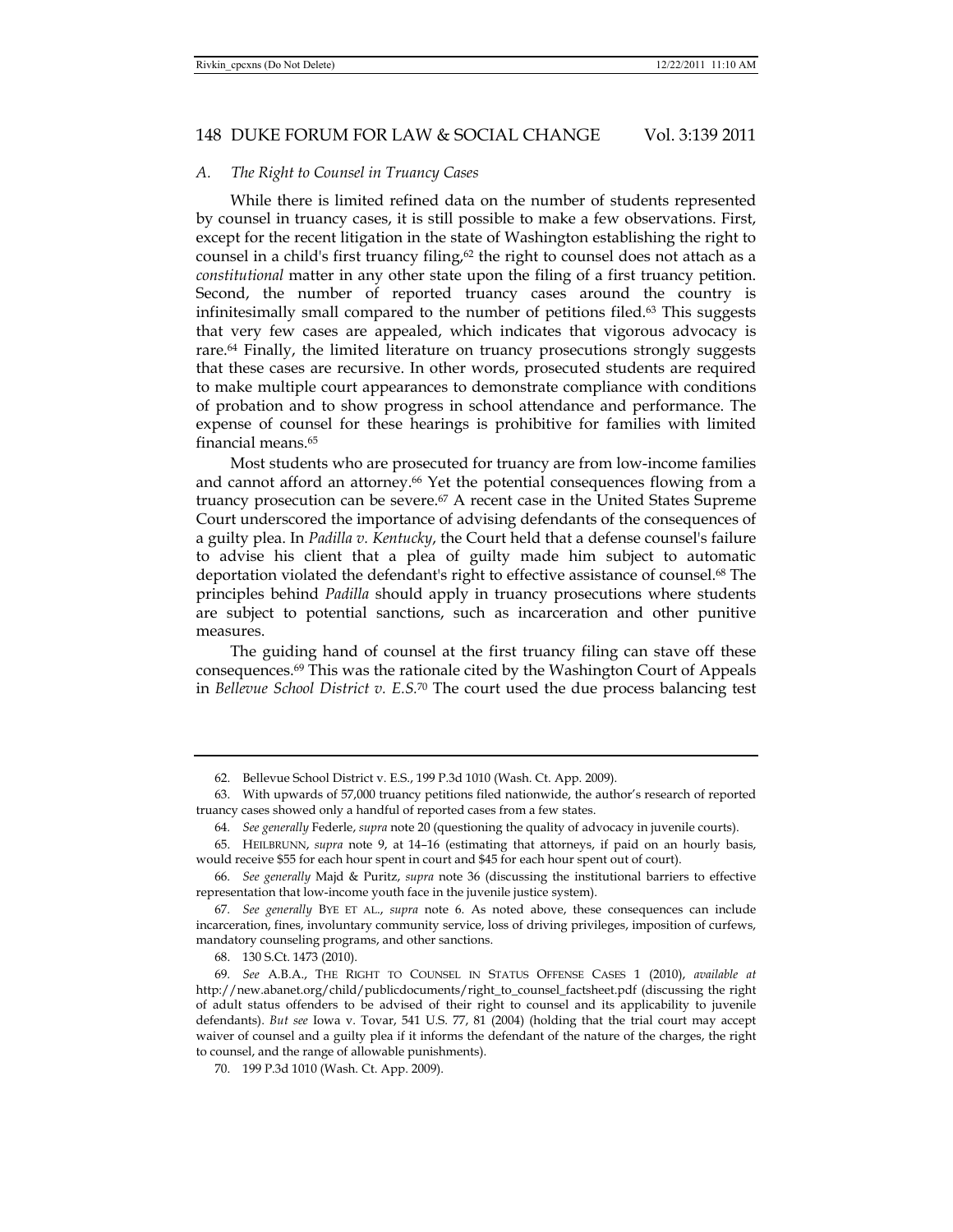### *A. The Right to Counsel in Truancy Cases*

While there is limited refined data on the number of students represented by counsel in truancy cases, it is still possible to make a few observations. First, except for the recent litigation in the state of Washington establishing the right to counsel in a child's first truancy filing,[62] the right to counsel does not attach as a *constitutional* matter in any other state upon the filing of a first truancy petition. Second, the number of reported truancy cases around the country is infinitesimally small compared to the number of petitions filed.[63] This suggests that very few cases are appealed, which indicates that vigorous advocacy is rare.[64] Finally, the limited literature on truancy prosecutions strongly suggests that these cases are recursive. In other words, prosecuted students are required to make multiple court appearances to demonstrate compliance with conditions of probation and to show progress in school attendance and performance. The expense of counsel for these hearings is prohibitive for families with limited financial means.[65]

Most students who are prosecuted for truancy are from low-income families and cannot afford an attorney.[66] Yet the potential consequences flowing from a truancy prosecution can be severe.[67] A recent case in the United States Supreme Court underscored the importance of advising defendants of the consequences of a guilty plea. In *Padilla v. Kentucky*, the Court held that a defense counsel's failure to advise his client that a plea of guilty made him subject to automatic deportation violated the defendant's right to effective assistance of counsel.[68] The principles behind *Padilla* should apply in truancy prosecutions where students are subject to potential sanctions, such as incarceration and other punitive measures.

The guiding hand of counsel at the first truancy filing can stave off these consequences.[69] This was the rationale cited by the Washington Court of Appeals in *Bellevue School District v. E.S.*[70] The court used the due process balancing test

---

62. Bellevue School District v. E.S., 199 P.3d 1010 (Wash. Ct. App. 2009).

63. With upwards of 57,000 truancy petitions filed nationwide, the author's research of reported truancy cases showed only a handful of reported cases from a few states.

64. *See generally* Federle, *supra* note 20 (questioning the quality of advocacy in juvenile courts).

65. HEILBRUNN, *supra* note 9, at 14–16 (estimating that attorneys, if paid on an hourly basis, would receive $55 for each hour spent in court and $45 for each hour spent out of court).

66. *See generally* Majd & Puritz, *supra* note 36 (discussing the institutional barriers to effective representation that low-income youth face in the juvenile justice system).

67. *See generally* BYE ET AL., *supra* note 6. As noted above, these consequences can include incarceration, fines, involuntary community service, loss of driving privileges, imposition of curfews, mandatory counseling programs, and other sanctions.

68. 130 S.Ct. 1473 (2010).

69. *See* A.B.A., THE RIGHT TO COUNSEL IN STATUS OFFENSE CASES 1 (2010), *available at* http://new.abanet.org/child/publicdocuments/right_to_counsel_factsheet.pdf (discussing the right of adult status offenders to be advised of their right to counsel and its applicability to juvenile defendants). *But see* Iowa v. Tovar, 541 U.S. 77, 81 (2004) (holding that the trial court may accept waiver of counsel and a guilty plea if it informs the defendant of the nature of the charges, the right to counsel, and the range of allowable punishments).

70. 199 P.3d 1010 (Wash. Ct. App. 2009).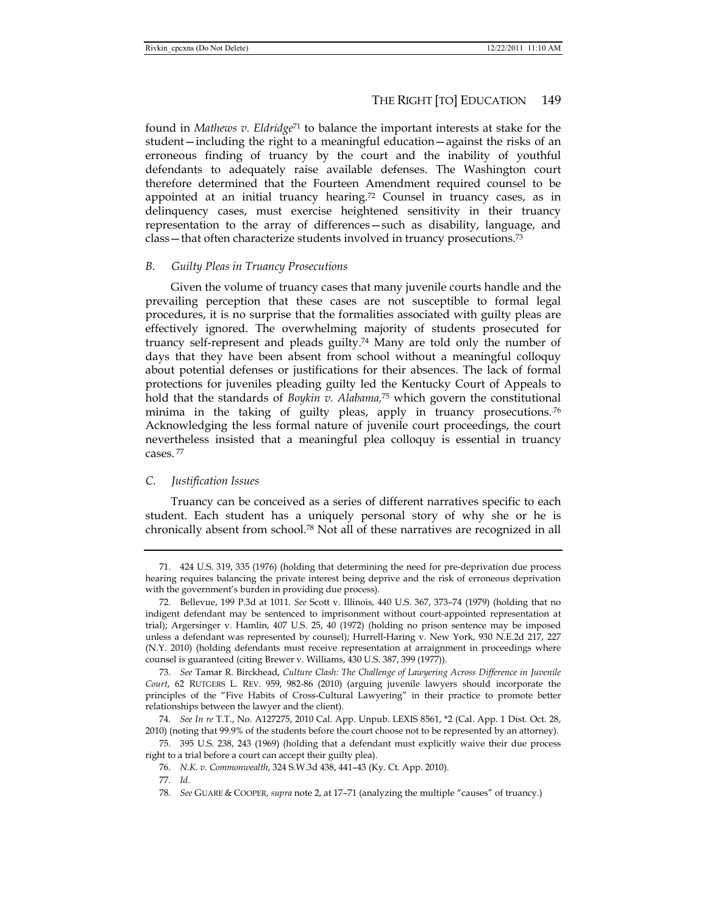found in *Mathews v. Eldridge*[71] to balance the important interests at stake for the student—including the right to a meaningful education—against the risks of an erroneous finding of truancy by the court and the inability of youthful defendants to adequately raise available defenses. The Washington court therefore determined that the Fourteen Amendment required counsel to be appointed at an initial truancy hearing.[72] Counsel in truancy cases, as in delinquency cases, must exercise heightened sensitivity in their truancy representation to the array of differences—such as disability, language, and class—that often characterize students involved in truancy prosecutions.[73]

### *B. Guilty Pleas in Truancy Prosecutions*

Given the volume of truancy cases that many juvenile courts handle and the prevailing perception that these cases are not susceptible to formal legal procedures, it is no surprise that the formalities associated with guilty pleas are effectively ignored. The overwhelming majority of students prosecuted for truancy self-represent and pleads guilty.[74] Many are told only the number of days that they have been absent from school without a meaningful colloquy about potential defenses or justifications for their absences. The lack of formal protections for juveniles pleading guilty led the Kentucky Court of Appeals to hold that the standards of *Boykin v. Alabama,*[75] which govern the constitutional minima in the taking of guilty pleas, apply in truancy prosecutions.[76] Acknowledging the less formal nature of juvenile court proceedings, the court nevertheless insisted that a meaningful plea colloquy is essential in truancy cases.[77]

### *C. Justification Issues*

Truancy can be conceived as a series of different narratives specific to each student. Each student has a uniquely personal story of why she or he is chronically absent from school.[78] Not all of these narratives are recognized in all

---

71. 424 U.S. 319, 335 (1976) (holding that determining the need for pre-deprivation due process hearing requires balancing the private interest being deprive and the risk of erroneous deprivation with the government's burden in providing due process).

72. Bellevue, 199 P.3d at 1011. *See* Scott v. Illinois, 440 U.S. 367, 373–74 (1979) (holding that no indigent defendant may be sentenced to imprisonment without court-appointed representation at trial); Argersinger v. Hamlin, 407 U.S. 25, 40 (1972) (holding no prison sentence may be imposed unless a defendant was represented by counsel); Hurrell-Haring v. New York, 930 N.E.2d 217, 227 (N.Y. 2010) (holding defendants must receive representation at arraignment in proceedings where counsel is guaranteed (citing Brewer v. Williams, 430 U.S. 387, 399 (1977)).

73. *See* Tamar R. Birckhead, *Culture Clash: The Challenge of Lawyering Across Difference in Juvenile Court*, 62 RUTGERS L. REV. 959, 982-86 (2010) (arguing juvenile lawyers should incorporate the principles of the "Five Habits of Cross-Cultural Lawyering" in their practice to promote better relationships between the lawyer and the client).

74. *See In re* T.T., No. A127275, 2010 Cal. App. Unpub. LEXIS 8561, *2 (Cal. App. 1 Dist. Oct. 28, 2010) (noting that 99.9% of the students before the court choose not to be represented by an attorney).

75. 395 U.S. 238, 243 (1969) (holding that a defendant must explicitly waive their due process right to a trial before a court can accept their guilty plea).

76. *N.K. v. Commonwealth*, 324 S.W.3d 438, 441–43 (Ky. Ct. App. 2010).

77. *Id*.

78. *See* GUARE & COOPER, *supra* note 2, at 17–71 (analyzing the multiple "causes" of truancy.)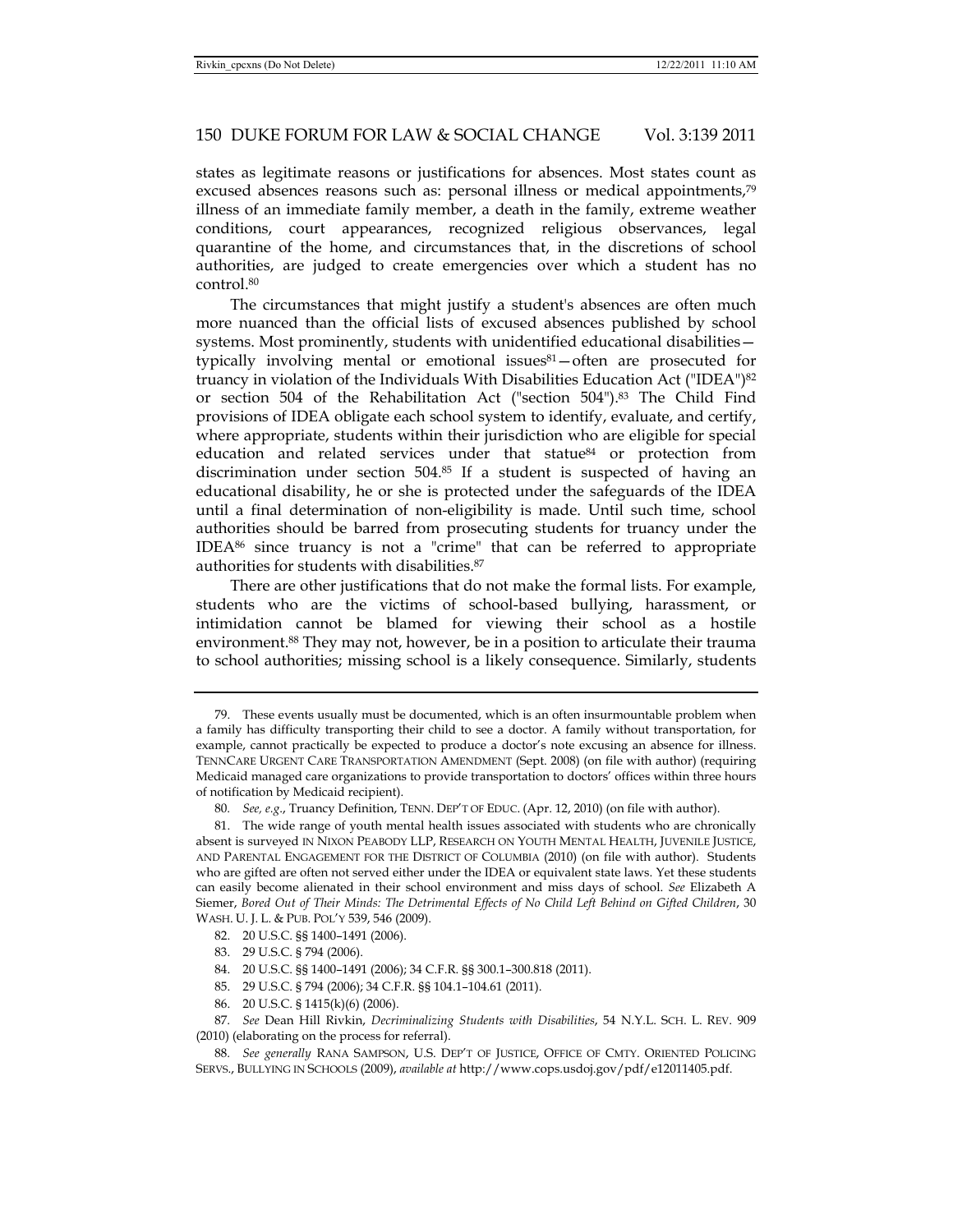states as legitimate reasons or justifications for absences. Most states count as excused absences reasons such as: personal illness or medical appointments,[79] illness of an immediate family member, a death in the family, extreme weather conditions, court appearances, recognized religious observances, legal quarantine of the home, and circumstances that, in the discretions of school authorities, are judged to create emergencies over which a student has no control.[80]

The circumstances that might justify a student's absences are often much more nuanced than the official lists of excused absences published by school systems. Most prominently, students with unidentified educational disabilities—typically involving mental or emotional issues[81]—often are prosecuted for truancy in violation of the Individuals With Disabilities Education Act ("IDEA")[82] or section 504 of the Rehabilitation Act ("section 504").[83] The Child Find provisions of IDEA obligate each school system to identify, evaluate, and certify, where appropriate, students within their jurisdiction who are eligible for special education and related services under that statue[84] or protection from discrimination under section 504.[85] If a student is suspected of having an educational disability, he or she is protected under the safeguards of the IDEA until a final determination of non-eligibility is made. Until such time, school authorities should be barred from prosecuting students for truancy under the IDEA[86] since truancy is not a "crime" that can be referred to appropriate authorities for students with disabilities.[87]

There are other justifications that do not make the formal lists. For example, students who are the victims of school-based bullying, harassment, or intimidation cannot be blamed for viewing their school as a hostile environment.[88] They may not, however, be in a position to articulate their trauma to school authorities; missing school is a likely consequence. Similarly, students

---

79. These events usually must be documented, which is an often insurmountable problem when a family has difficulty transporting their child to see a doctor. A family without transportation, for example, cannot practically be expected to produce a doctor's note excusing an absence for illness. TENNCARE URGENT CARE TRANSPORTATION AMENDMENT (Sept. 2008) (on file with author) (requiring Medicaid managed care organizations to provide transportation to doctors' offices within three hours of notification by Medicaid recipient).

80. *See, e.g.*, Truancy Definition, TENN. DEP'T OF EDUC. (Apr. 12, 2010) (on file with author).

81. The wide range of youth mental health issues associated with students who are chronically absent is surveyed IN NIXON PEABODY LLP, RESEARCH ON YOUTH MENTAL HEALTH, JUVENILE JUSTICE, AND PARENTAL ENGAGEMENT FOR THE DISTRICT OF COLUMBIA (2010) (on file with author). Students who are gifted are often not served either under the IDEA or equivalent state laws. Yet these students can easily become alienated in their school environment and miss days of school. *See* Elizabeth A Siemer, *Bored Out of Their Minds: The Detrimental Effects of No Child Left Behind on Gifted Children*, 30 WASH. U. J. L. & PUB. POL'Y 539, 546 (2009).

82. 20 U.S.C. §§ 1400–1491 (2006).

83. 29 U.S.C. § 794 (2006).

84. 20 U.S.C. §§ 1400–1491 (2006); 34 C.F.R. §§ 300.1–300.818 (2011).

85. 29 U.S.C. § 794 (2006); 34 C.F.R. §§ 104.1–104.61 (2011).

86. 20 U.S.C. § 1415(k)(6) (2006).

87. *See* Dean Hill Rivkin, *Decriminalizing Students with Disabilities*, 54 N.Y.L. SCH. L. REV. 909 (2010) (elaborating on the process for referral).

88. *See generally* RANA SAMPSON, U.S. DEP'T OF JUSTICE, OFFICE OF CMTY. ORIENTED POLICING SERVS., BULLYING IN SCHOOLS (2009), *available at* http://www.cops.usdoj.gov/pdf/e12011405.pdf.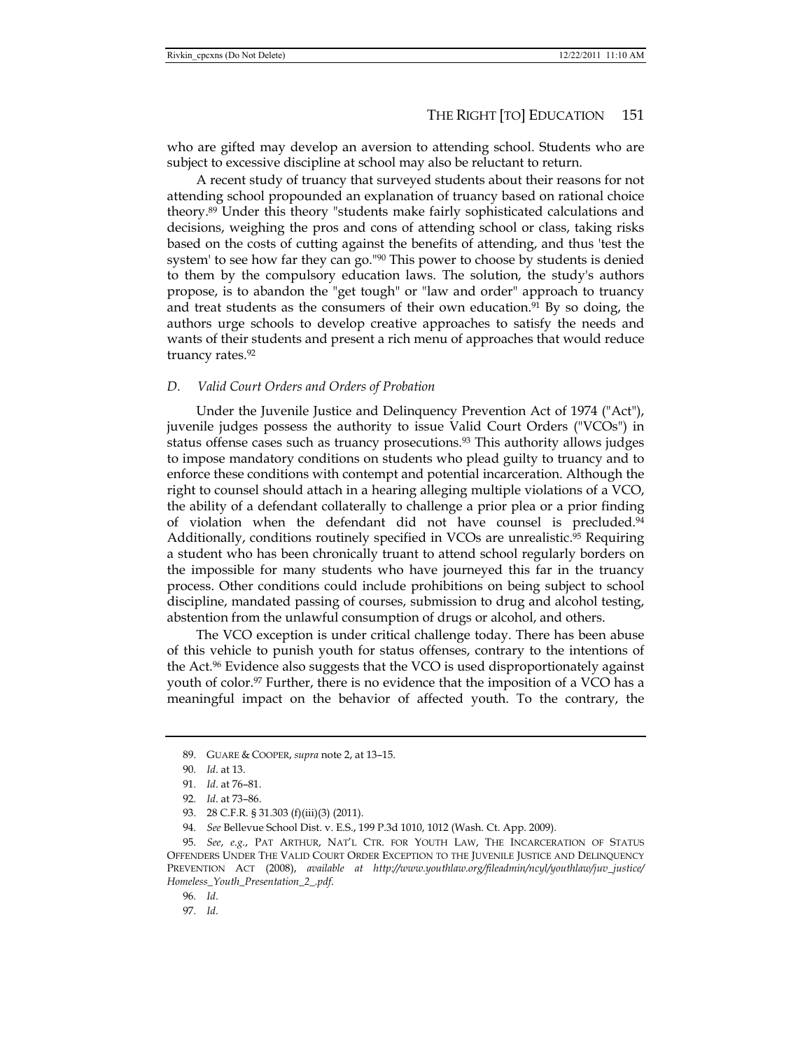who are gifted may develop an aversion to attending school. Students who are subject to excessive discipline at school may also be reluctant to return.

A recent study of truancy that surveyed students about their reasons for not attending school propounded an explanation of truancy based on rational choice theory.[89] Under this theory "students make fairly sophisticated calculations and decisions, weighing the pros and cons of attending school or class, taking risks based on the costs of cutting against the benefits of attending, and thus 'test the system' to see how far they can go."[90] This power to choose by students is denied to them by the compulsory education laws. The solution, the study's authors propose, is to abandon the "get tough" or "law and order" approach to truancy and treat students as the consumers of their own education.[91] By so doing, the authors urge schools to develop creative approaches to satisfy the needs and wants of their students and present a rich menu of approaches that would reduce truancy rates.[92]

### *D. Valid Court Orders and Orders of Probation*

Under the Juvenile Justice and Delinquency Prevention Act of 1974 ("Act"), juvenile judges possess the authority to issue Valid Court Orders ("VCOs") in status offense cases such as truancy prosecutions.[93] This authority allows judges to impose mandatory conditions on students who plead guilty to truancy and to enforce these conditions with contempt and potential incarceration. Although the right to counsel should attach in a hearing alleging multiple violations of a VCO, the ability of a defendant collaterally to challenge a prior plea or a prior finding of violation when the defendant did not have counsel is precluded.[94] Additionally, conditions routinely specified in VCOs are unrealistic.[95] Requiring a student who has been chronically truant to attend school regularly borders on the impossible for many students who have journeyed this far in the truancy process. Other conditions could include prohibitions on being subject to school discipline, mandated passing of courses, submission to drug and alcohol testing, abstention from the unlawful consumption of drugs or alcohol, and others.

The VCO exception is under critical challenge today. There has been abuse of this vehicle to punish youth for status offenses, contrary to the intentions of the Act.[96] Evidence also suggests that the VCO is used disproportionately against youth of color.[97] Further, there is no evidence that the imposition of a VCO has a meaningful impact on the behavior of affected youth. To the contrary, the

---

89. GUARE & COOPER, *supra* note 2, at 13–15.

90. *Id*. at 13.

91. *Id*. at 76–81.

92. *Id*. at 73–86.

93. 28 C.F.R. § 31.303 (f)(iii)(3) (2011).

94. *See* Bellevue School Dist. v. E.S., 199 P.3d 1010, 1012 (Wash. Ct. App. 2009).

95. *See*, *e.g.*, PAT ARTHUR, NAT'L CTR. FOR YOUTH LAW, THE INCARCERATION OF STATUS OFFENDERS UNDER THE VALID COURT ORDER EXCEPTION TO THE JUVENILE JUSTICE AND DELINQUENCY PREVENTION ACT (2008), *available at http://www.youthlaw.org/fileadmin/ncyl/youthlaw/juv_justice/Homeless_Youth_Presentation_2_.pdf*.

96. *Id*.

97. *Id*.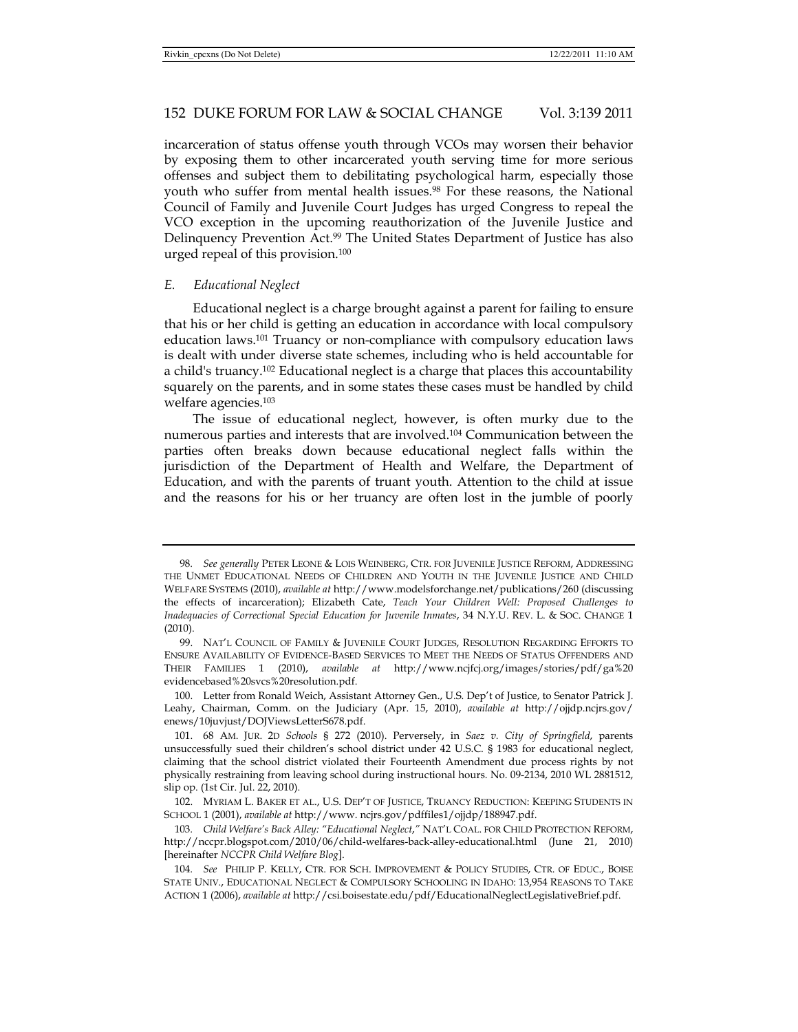incarceration of status offense youth through VCOs may worsen their behavior by exposing them to other incarcerated youth serving time for more serious offenses and subject them to debilitating psychological harm, especially those youth who suffer from mental health issues.[98] For these reasons, the National Council of Family and Juvenile Court Judges has urged Congress to repeal the VCO exception in the upcoming reauthorization of the Juvenile Justice and Delinquency Prevention Act.[99] The United States Department of Justice has also urged repeal of this provision.[100]

### *E. Educational Neglect*

Educational neglect is a charge brought against a parent for failing to ensure that his or her child is getting an education in accordance with local compulsory education laws.[101] Truancy or non-compliance with compulsory education laws is dealt with under diverse state schemes, including who is held accountable for a child's truancy.[102] Educational neglect is a charge that places this accountability squarely on the parents, and in some states these cases must be handled by child welfare agencies.[103]

The issue of educational neglect, however, is often murky due to the numerous parties and interests that are involved.[104] Communication between the parties often breaks down because educational neglect falls within the jurisdiction of the Department of Health and Welfare, the Department of Education, and with the parents of truant youth. Attention to the child at issue and the reasons for his or her truancy are often lost in the jumble of poorly

---

98. *See generally* PETER LEONE & LOIS WEINBERG, CTR. FOR JUVENILE JUSTICE REFORM, ADDRESSING THE UNMET EDUCATIONAL NEEDS OF CHILDREN AND YOUTH IN THE JUVENILE JUSTICE AND CHILD WELFARE SYSTEMS (2010), *available at* http://www.modelsforchange.net/publications/260 (discussing the effects of incarceration); Elizabeth Cate, *Teach Your Children Well: Proposed Challenges to Inadequacies of Correctional Special Education for Juvenile Inmates*, 34 N.Y.U. REV. L. & SOC. CHANGE 1 (2010).

99. NAT'L COUNCIL OF FAMILY & JUVENILE COURT JUDGES, RESOLUTION REGARDING EFFORTS TO ENSURE AVAILABILITY OF EVIDENCE-BASED SERVICES TO MEET THE NEEDS OF STATUS OFFENDERS AND THEIR FAMILIES 1 (2010), *available at* http://www.ncjfcj.org/images/stories/pdf/ga%20 evidencebased%20svcs%20resolution.pdf.

100. Letter from Ronald Weich, Assistant Attorney Gen., U.S. Dep't of Justice, to Senator Patrick J. Leahy, Chairman, Comm. on the Judiciary (Apr. 15, 2010), *available at* http://ojjdp.ncjrs.gov/ enews/10juvjust/DOJViewsLetterS678.pdf.

101. 68 AM. JUR. 2D *Schools* § 272 (2010). Perversely, in *Saez v. City of Springfield*, parents unsuccessfully sued their children's school district under 42 U.S.C. § 1983 for educational neglect, claiming that the school district violated their Fourteenth Amendment due process rights by not physically restraining from leaving school during instructional hours. No. 09-2134, 2010 WL 2881512, slip op. (1st Cir. Jul. 22, 2010).

102. MYRIAM L. BAKER ET AL., U.S. DEP'T OF JUSTICE, TRUANCY REDUCTION: KEEPING STUDENTS IN SCHOOL 1 (2001), *available at* http://www. ncjrs.gov/pdffiles1/ojjdp/188947.pdf.

103. *Child Welfare's Back Alley: "Educational Neglect*,*"* NAT'L COAL. FOR CHILD PROTECTION REFORM, http://nccpr.blogspot.com/2010/06/child-welfares-back-alley-educational.html (June 21, 2010) [hereinafter *NCCPR Child Welfare Blog*].

104. *See* PHILIP P. KELLY, CTR. FOR SCH. IMPROVEMENT & POLICY STUDIES, CTR. OF EDUC., BOISE STATE UNIV., EDUCATIONAL NEGLECT & COMPULSORY SCHOOLING IN IDAHO: 13,954 REASONS TO TAKE ACTION 1 (2006), *available at* http://csi.boisestate.edu/pdf/EducationalNeglectLegislativeBrief.pdf.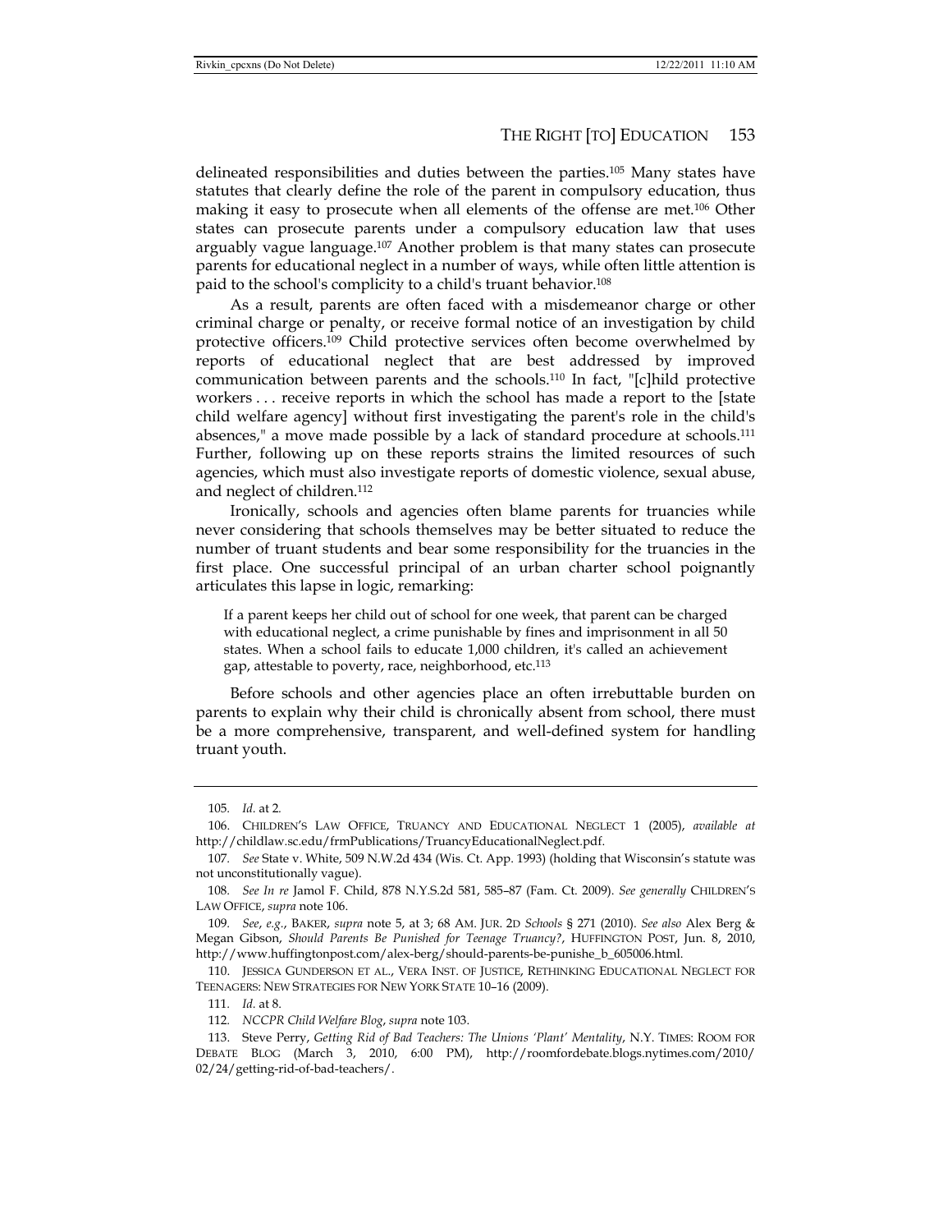delineated responsibilities and duties between the parties.[105] Many states have statutes that clearly define the role of the parent in compulsory education, thus making it easy to prosecute when all elements of the offense are met.[106] Other states can prosecute parents under a compulsory education law that uses arguably vague language.[107] Another problem is that many states can prosecute parents for educational neglect in a number of ways, while often little attention is paid to the school's complicity to a child's truant behavior.[108]

As a result, parents are often faced with a misdemeanor charge or other criminal charge or penalty, or receive formal notice of an investigation by child protective officers.[109] Child protective services often become overwhelmed by reports of educational neglect that are best addressed by improved communication between parents and the schools.[110] In fact, "[c]hild protective workers . . . receive reports in which the school has made a report to the [state child welfare agency] without first investigating the parent's role in the child's absences," a move made possible by a lack of standard procedure at schools.[111] Further, following up on these reports strains the limited resources of such agencies, which must also investigate reports of domestic violence, sexual abuse, and neglect of children.[112]

Ironically, schools and agencies often blame parents for truancies while never considering that schools themselves may be better situated to reduce the number of truant students and bear some responsibility for the truancies in the first place. One successful principal of an urban charter school poignantly articulates this lapse in logic, remarking:

> If a parent keeps her child out of school for one week, that parent can be charged with educational neglect, a crime punishable by fines and imprisonment in all 50 states. When a school fails to educate 1,000 children, it's called an achievement gap, attestable to poverty, race, neighborhood, etc.[113]

Before schools and other agencies place an often irrebuttable burden on parents to explain why their child is chronically absent from school, there must be a more comprehensive, transparent, and well-defined system for handling truant youth.

---

105. *Id.* at 2.

106. CHILDREN'S LAW OFFICE, TRUANCY AND EDUCATIONAL NEGLECT 1 (2005), *available at* http://childlaw.sc.edu/frmPublications/TruancyEducationalNeglect.pdf.

107. *See* State v. White, 509 N.W.2d 434 (Wis. Ct. App. 1993) (holding that Wisconsin's statute was not unconstitutionally vague).

108. *See In re* Jamol F. Child, 878 N.Y.S.2d 581, 585–87 (Fam. Ct. 2009). *See generally* CHILDREN'S LAW OFFICE, *supra* note 106.

109. *See, e.g.*, BAKER, *supra* note 5, at 3; 68 AM. JUR. 2D *Schools* § 271 (2010). *See also* Alex Berg & Megan Gibson, *Should Parents Be Punished for Teenage Truancy?*, HUFFINGTON POST, Jun. 8, 2010, http://www.huffingtonpost.com/alex-berg/should-parents-be-punishe_b_605006.html.

110. JESSICA GUNDERSON ET AL., VERA INST. OF JUSTICE, RETHINKING EDUCATIONAL NEGLECT FOR TEENAGERS: NEW STRATEGIES FOR NEW YORK STATE 10–16 (2009).

111. *Id.* at 8.

112. *NCCPR Child Welfare Blog*, *supra* note 103.

113. Steve Perry, *Getting Rid of Bad Teachers: The Unions 'Plant' Mentality*, N.Y. TIMES: ROOM FOR DEBATE BLOG (March 3, 2010, 6:00 PM), http://roomfordebate.blogs.nytimes.com/2010/02/24/getting-rid-of-bad-teachers/.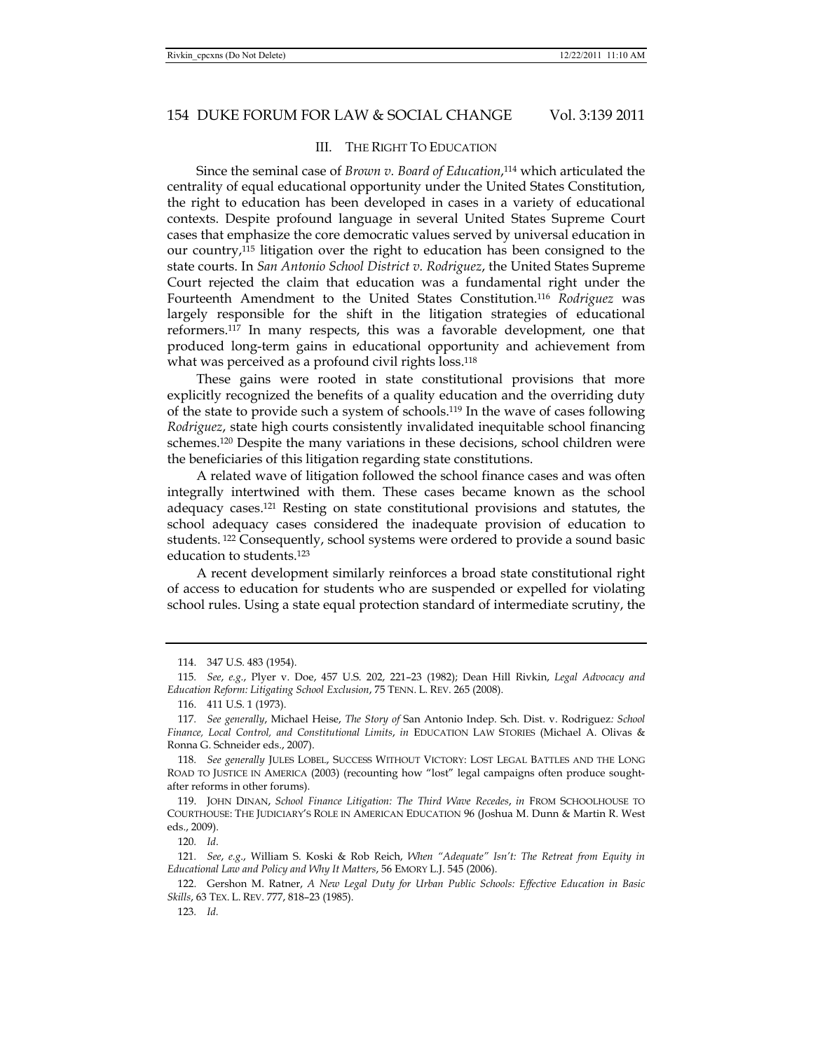## III. THE RIGHT TO EDUCATION

Since the seminal case of *Brown v. Board of Education*,[114] which articulated the centrality of equal educational opportunity under the United States Constitution, the right to education has been developed in cases in a variety of educational contexts. Despite profound language in several United States Supreme Court cases that emphasize the core democratic values served by universal education in our country,[115] litigation over the right to education has been consigned to the state courts. In *San Antonio School District v. Rodriguez*, the United States Supreme Court rejected the claim that education was a fundamental right under the Fourteenth Amendment to the United States Constitution.[116] *Rodriguez* was largely responsible for the shift in the litigation strategies of educational reformers.[117] In many respects, this was a favorable development, one that produced long-term gains in educational opportunity and achievement from what was perceived as a profound civil rights loss.[118]

These gains were rooted in state constitutional provisions that more explicitly recognized the benefits of a quality education and the overriding duty of the state to provide such a system of schools.[119] In the wave of cases following *Rodriguez*, state high courts consistently invalidated inequitable school financing schemes.[120] Despite the many variations in these decisions, school children were the beneficiaries of this litigation regarding state constitutions.

A related wave of litigation followed the school finance cases and was often integrally intertwined with them. These cases became known as the school adequacy cases.[121] Resting on state constitutional provisions and statutes, the school adequacy cases considered the inadequate provision of education to students.[122] Consequently, school systems were ordered to provide a sound basic education to students.[123]

A recent development similarly reinforces a broad state constitutional right of access to education for students who are suspended or expelled for violating school rules. Using a state equal protection standard of intermediate scrutiny, the

---

114. 347 U.S. 483 (1954).

115. *See, e.g.*, Plyer v. Doe, 457 U.S. 202, 221–23 (1982); Dean Hill Rivkin, *Legal Advocacy and Education Reform: Litigating School Exclusion*, 75 TENN. L. REV. 265 (2008).

116. 411 U.S. 1 (1973).

117. *See generally*, Michael Heise, *The Story of* San Antonio Indep. Sch. Dist. v. Rodriguez*: School Finance, Local Control, and Constitutional Limits*, *in* EDUCATION LAW STORIES (Michael A. Olivas & Ronna G. Schneider eds., 2007).

118. *See generally* JULES LOBEL, SUCCESS WITHOUT VICTORY: LOST LEGAL BATTLES AND THE LONG ROAD TO JUSTICE IN AMERICA (2003) (recounting how "lost" legal campaigns often produce sought-after reforms in other forums).

119. JOHN DINAN, *School Finance Litigation: The Third Wave Recedes*, *in* FROM SCHOOLHOUSE TO COURTHOUSE: THE JUDICIARY'S ROLE IN AMERICAN EDUCATION 96 (Joshua M. Dunn & Martin R. West eds., 2009).

120. *Id*.

121. *See, e.g.*, William S. Koski & Rob Reich, *When "Adequate" Isn't: The Retreat from Equity in Educational Law and Policy and Why It Matters*, 56 EMORY L.J. 545 (2006).

122. Gershon M. Ratner, *A New Legal Duty for Urban Public Schools: Effective Education in Basic Skills*, 63 TEX. L. REV. 777, 818–23 (1985).

123. *Id*.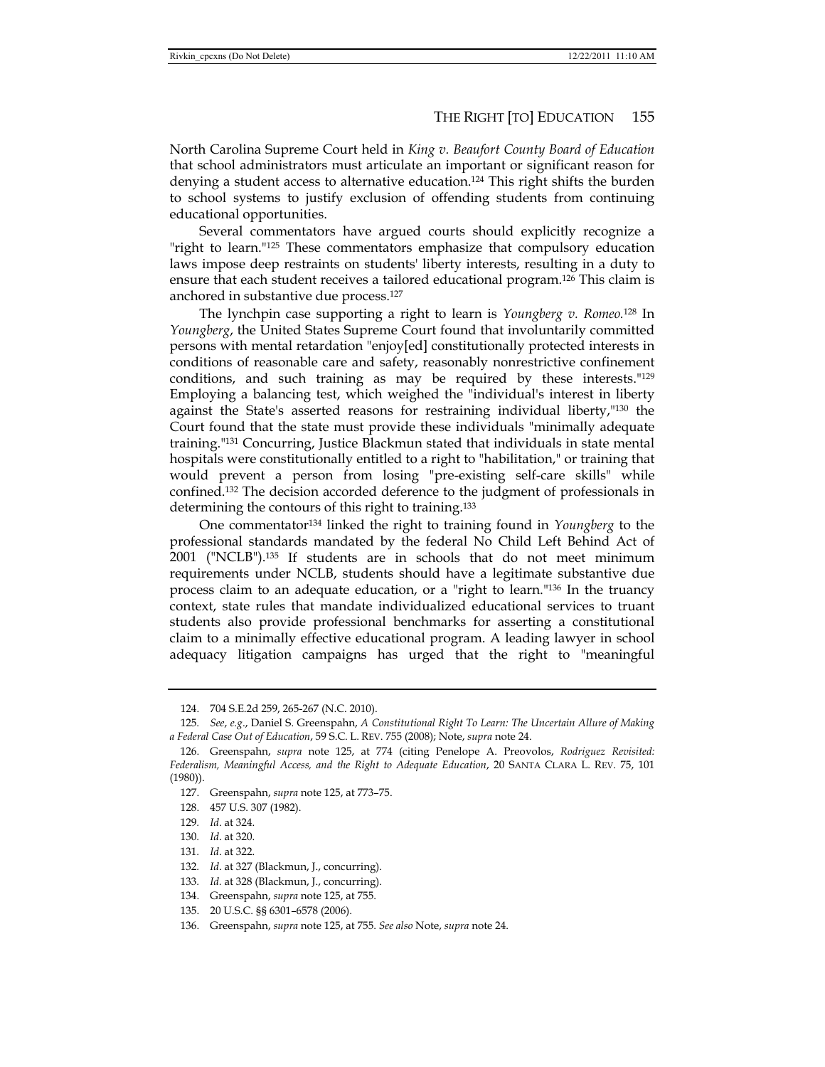North Carolina Supreme Court held in *King v. Beaufort County Board of Education* that school administrators must articulate an important or significant reason for denying a student access to alternative education.[124] This right shifts the burden to school systems to justify exclusion of offending students from continuing educational opportunities.

Several commentators have argued courts should explicitly recognize a "right to learn."[125] These commentators emphasize that compulsory education laws impose deep restraints on students' liberty interests, resulting in a duty to ensure that each student receives a tailored educational program.[126] This claim is anchored in substantive due process.[127]

The lynchpin case supporting a right to learn is *Youngberg v. Romeo.*[128] In *Youngberg*, the United States Supreme Court found that involuntarily committed persons with mental retardation "enjoy[ed] constitutionally protected interests in conditions of reasonable care and safety, reasonably nonrestrictive confinement conditions, and such training as may be required by these interests."[129] Employing a balancing test, which weighed the "individual's interest in liberty against the State's asserted reasons for restraining individual liberty,"[130] the Court found that the state must provide these individuals "minimally adequate training."[131] Concurring, Justice Blackmun stated that individuals in state mental hospitals were constitutionally entitled to a right to "habilitation," or training that would prevent a person from losing "pre-existing self-care skills" while confined.[132] The decision accorded deference to the judgment of professionals in determining the contours of this right to training.[133]

One commentator[134] linked the right to training found in *Youngberg* to the professional standards mandated by the federal No Child Left Behind Act of 2001 ("NCLB").[135] If students are in schools that do not meet minimum requirements under NCLB, students should have a legitimate substantive due process claim to an adequate education, or a "right to learn."[136] In the truancy context, state rules that mandate individualized educational services to truant students also provide professional benchmarks for asserting a constitutional claim to a minimally effective educational program. A leading lawyer in school adequacy litigation campaigns has urged that the right to "meaningful

---

124. 704 S.E.2d 259, 265-267 (N.C. 2010).

125. *See, e.g.*, Daniel S. Greenspahn, *A Constitutional Right To Learn: The Uncertain Allure of Making a Federal Case Out of Education*, 59 S.C. L. REV. 755 (2008); Note, *supra* note 24.

126. Greenspahn, *supra* note 125, at 774 (citing Penelope A. Preovolos, *Rodriguez Revisited: Federalism, Meaningful Access, and the Right to Adequate Education*, 20 SANTA CLARA L. REV. 75, 101 (1980)).

127. Greenspahn, *supra* note 125, at 773–75.

128. 457 U.S. 307 (1982).

129. *Id.* at 324.

130. *Id.* at 320.

131. *Id.* at 322.

132. *Id.* at 327 (Blackmun, J., concurring).

133. *Id.* at 328 (Blackmun, J., concurring).

134. Greenspahn, *supra* note 125, at 755.

135. 20 U.S.C. §§ 6301–6578 (2006).

136. Greenspahn, *supra* note 125, at 755. *See also* Note, *supra* note 24.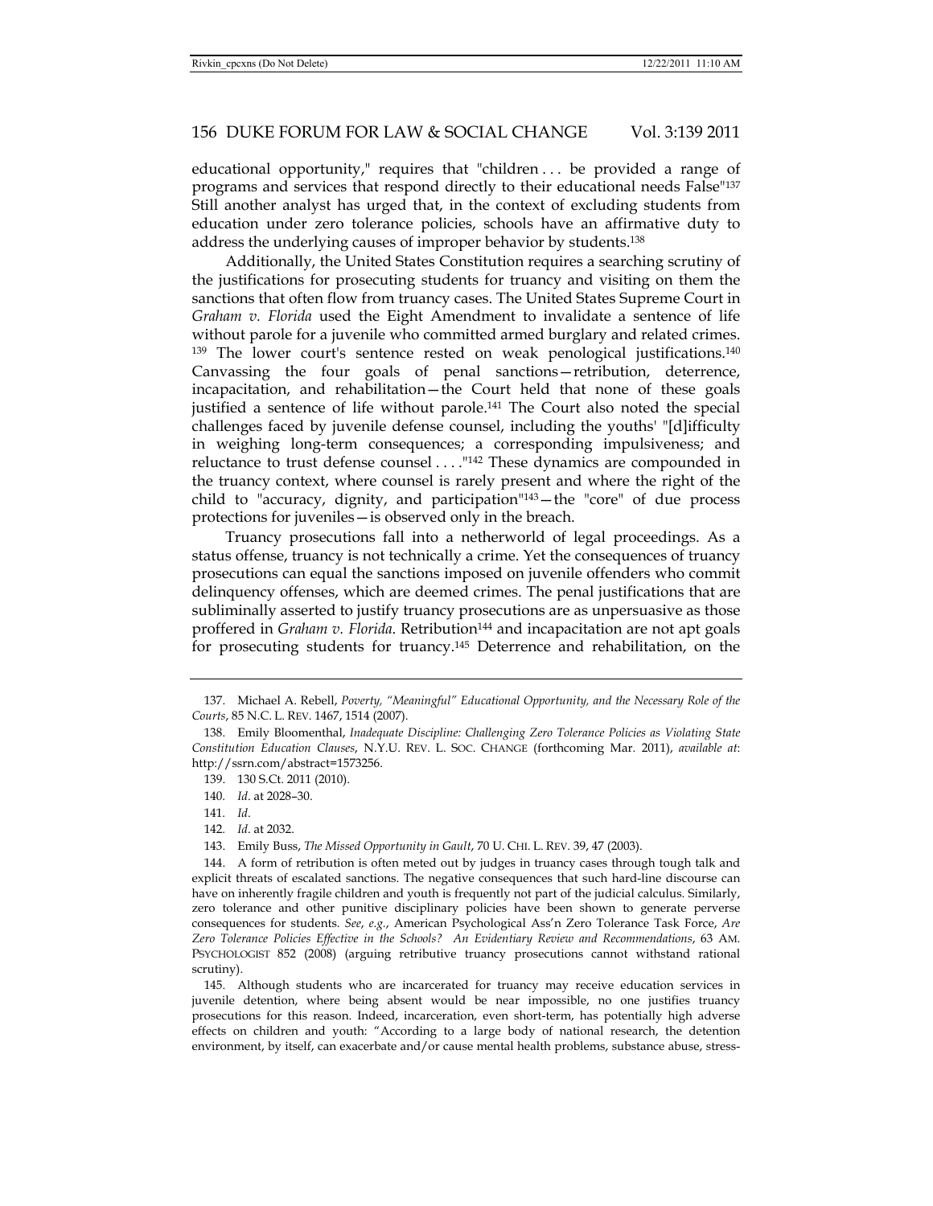educational opportunity," requires that "children . . . be provided a range of programs and services that respond directly to their educational needs False"[137] Still another analyst has urged that, in the context of excluding students from education under zero tolerance policies, schools have an affirmative duty to address the underlying causes of improper behavior by students.[138]

Additionally, the United States Constitution requires a searching scrutiny of the justifications for prosecuting students for truancy and visiting on them the sanctions that often flow from truancy cases. The United States Supreme Court in *Graham v. Florida* used the Eight Amendment to invalidate a sentence of life without parole for a juvenile who committed armed burglary and related crimes. [139] The lower court's sentence rested on weak penological justifications.[140] Canvassing the four goals of penal sanctions—retribution, deterrence, incapacitation, and rehabilitation—the Court held that none of these goals justified a sentence of life without parole.[141] The Court also noted the special challenges faced by juvenile defense counsel, including the youths' "[d]ifficulty in weighing long-term consequences; a corresponding impulsiveness; and reluctance to trust defense counsel . . . ."[142] These dynamics are compounded in the truancy context, where counsel is rarely present and where the right of the child to "accuracy, dignity, and participation"[143]—the "core" of due process protections for juveniles—is observed only in the breach.

Truancy prosecutions fall into a netherworld of legal proceedings. As a status offense, truancy is not technically a crime. Yet the consequences of truancy prosecutions can equal the sanctions imposed on juvenile offenders who commit delinquency offenses, which are deemed crimes. The penal justifications that are subliminally asserted to justify truancy prosecutions are as unpersuasive as those proffered in *Graham v. Florida*. Retribution[144] and incapacitation are not apt goals for prosecuting students for truancy.[145] Deterrence and rehabilitation, on the

---

137. Michael A. Rebell, *Poverty, "Meaningful" Educational Opportunity, and the Necessary Role of the Courts*, 85 N.C. L. REV. 1467, 1514 (2007).

138. Emily Bloomenthal, *Inadequate Discipline: Challenging Zero Tolerance Policies as Violating State Constitution Education Clauses*, N.Y.U. REV. L. SOC. CHANGE (forthcoming Mar. 2011), *available at*: http://ssrn.com/abstract=1573256.

139. 130 S.Ct. 2011 (2010).

140. *Id.* at 2028–30.

141. *Id.*

142. *Id.* at 2032.

143. Emily Buss, *The Missed Opportunity in Gault*, 70 U. CHI. L. REV. 39, 47 (2003).

144. A form of retribution is often meted out by judges in truancy cases through tough talk and explicit threats of escalated sanctions. The negative consequences that such hard-line discourse can have on inherently fragile children and youth is frequently not part of the judicial calculus. Similarly, zero tolerance and other punitive disciplinary policies have been shown to generate perverse consequences for students. *See*, *e.g.*, American Psychological Ass'n Zero Tolerance Task Force, *Are Zero Tolerance Policies Effective in the Schools? An Evidentiary Review and Recommendations*, 63 AM. PSYCHOLOGIST 852 (2008) (arguing retributive truancy prosecutions cannot withstand rational scrutiny).

145. Although students who are incarcerated for truancy may receive education services in juvenile detention, where being absent would be near impossible, no one justifies truancy prosecutions for this reason. Indeed, incarceration, even short-term, has potentially high adverse effects on children and youth: "According to a large body of national research, the detention environment, by itself, can exacerbate and/or cause mental health problems, substance abuse, stress-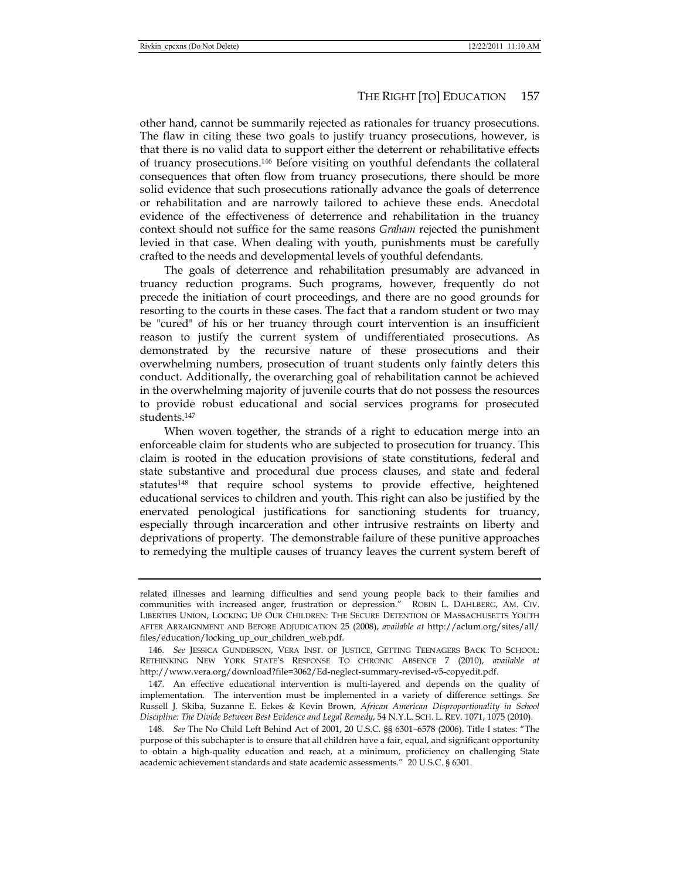other hand, cannot be summarily rejected as rationales for truancy prosecutions. The flaw in citing these two goals to justify truancy prosecutions, however, is that there is no valid data to support either the deterrent or rehabilitative effects of truancy prosecutions.[146] Before visiting on youthful defendants the collateral consequences that often flow from truancy prosecutions, there should be more solid evidence that such prosecutions rationally advance the goals of deterrence or rehabilitation and are narrowly tailored to achieve these ends. Anecdotal evidence of the effectiveness of deterrence and rehabilitation in the truancy context should not suffice for the same reasons *Graham* rejected the punishment levied in that case. When dealing with youth, punishments must be carefully crafted to the needs and developmental levels of youthful defendants.

The goals of deterrence and rehabilitation presumably are advanced in truancy reduction programs. Such programs, however, frequently do not precede the initiation of court proceedings, and there are no good grounds for resorting to the courts in these cases. The fact that a random student or two may be "cured" of his or her truancy through court intervention is an insufficient reason to justify the current system of undifferentiated prosecutions. As demonstrated by the recursive nature of these prosecutions and their overwhelming numbers, prosecution of truant students only faintly deters this conduct. Additionally, the overarching goal of rehabilitation cannot be achieved in the overwhelming majority of juvenile courts that do not possess the resources to provide robust educational and social services programs for prosecuted students.[147]

When woven together, the strands of a right to education merge into an enforceable claim for students who are subjected to prosecution for truancy. This claim is rooted in the education provisions of state constitutions, federal and state substantive and procedural due process clauses, and state and federal statutes[148] that require school systems to provide effective, heightened educational services to children and youth. This right can also be justified by the enervated penological justifications for sanctioning students for truancy, especially through incarceration and other intrusive restraints on liberty and deprivations of property. The demonstrable failure of these punitive approaches to remedying the multiple causes of truancy leaves the current system bereft of

---

related illnesses and learning difficulties and send young people back to their families and communities with increased anger, frustration or depression." ROBIN L. DAHLBERG, AM. CIV. LIBERTIES UNION, LOCKING UP OUR CHILDREN: THE SECURE DETENTION OF MASSACHUSETTS YOUTH AFTER ARRAIGNMENT AND BEFORE ADJUDICATION 25 (2008), *available at* http://aclum.org/sites/all/files/education/locking_up_our_children_web.pdf.

146. *See* JESSICA GUNDERSON, VERA INST. OF JUSTICE, GETTING TEENAGERS BACK TO SCHOOL: RETHINKING NEW YORK STATE'S RESPONSE TO CHRONIC ABSENCE 7 (2010), *available at* http://www.vera.org/download?file=3062/Ed-neglect-summary-revised-v5-copyedit.pdf.

147. An effective educational intervention is multi-layered and depends on the quality of implementation. The intervention must be implemented in a variety of difference settings. *See* Russell J. Skiba, Suzanne E. Eckes & Kevin Brown, *African American Disproportionality in School Discipline: The Divide Between Best Evidence and Legal Remedy*, 54 N.Y.L. SCH. L. REV. 1071, 1075 (2010).

148. *See* The No Child Left Behind Act of 2001, 20 U.S.C. §§ 6301–6578 (2006). Title I states: "The purpose of this subchapter is to ensure that all children have a fair, equal, and significant opportunity to obtain a high-quality education and reach, at a minimum, proficiency on challenging State academic achievement standards and state academic assessments." 20 U.S.C. § 6301.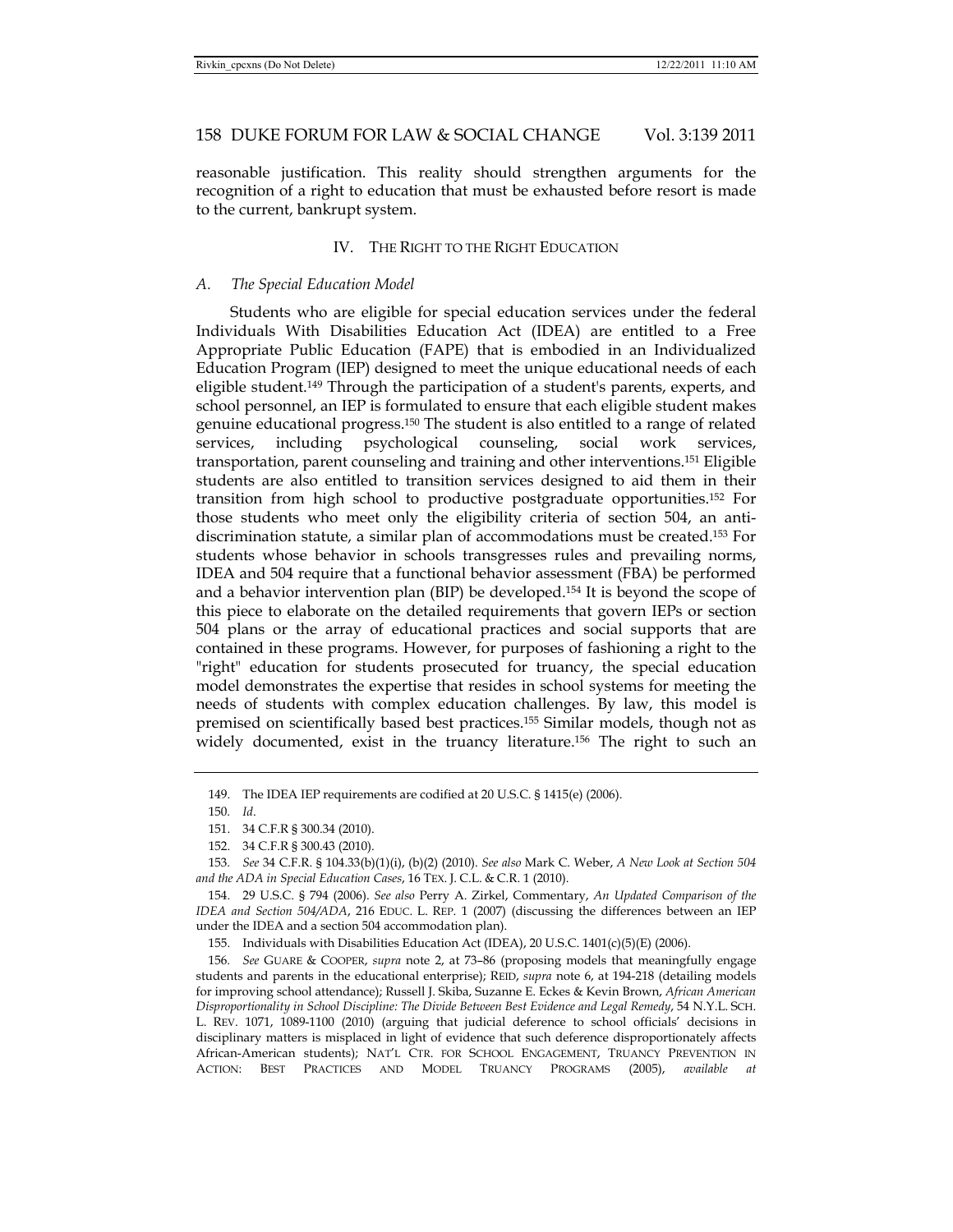reasonable justification. This reality should strengthen arguments for the recognition of a right to education that must be exhausted before resort is made to the current, bankrupt system.

## IV. THE RIGHT TO THE RIGHT EDUCATION

### *A. The Special Education Model*

Students who are eligible for special education services under the federal Individuals With Disabilities Education Act (IDEA) are entitled to a Free Appropriate Public Education (FAPE) that is embodied in an Individualized Education Program (IEP) designed to meet the unique educational needs of each eligible student.[149] Through the participation of a student's parents, experts, and school personnel, an IEP is formulated to ensure that each eligible student makes genuine educational progress.[150] The student is also entitled to a range of related services, including psychological counseling, social work services, transportation, parent counseling and training and other interventions.[151] Eligible students are also entitled to transition services designed to aid them in their transition from high school to productive postgraduate opportunities.[152] For those students who meet only the eligibility criteria of section 504, an anti-discrimination statute, a similar plan of accommodations must be created.[153] For students whose behavior in schools transgresses rules and prevailing norms, IDEA and 504 require that a functional behavior assessment (FBA) be performed and a behavior intervention plan (BIP) be developed.[154] It is beyond the scope of this piece to elaborate on the detailed requirements that govern IEPs or section 504 plans or the array of educational practices and social supports that are contained in these programs. However, for purposes of fashioning a right to the "right" education for students prosecuted for truancy, the special education model demonstrates the expertise that resides in school systems for meeting the needs of students with complex education challenges. By law, this model is premised on scientifically based best practices.[155] Similar models, though not as widely documented, exist in the truancy literature.[156] The right to such an

---

149. The IDEA IEP requirements are codified at 20 U.S.C. § 1415(e) (2006).

150. *Id*.

151. 34 C.F.R § 300.34 (2010).

152. 34 C.F.R § 300.43 (2010).

153. *See* 34 C.F.R. § 104.33(b)(1)(i), (b)(2) (2010). *See also* Mark C. Weber, *A New Look at Section 504 and the ADA in Special Education Cases*, 16 TEX. J. C.L. & C.R. 1 (2010).

154. 29 U.S.C. § 794 (2006). *See also* Perry A. Zirkel, Commentary, *An Updated Comparison of the IDEA and Section 504/ADA*, 216 EDUC. L. REP. 1 (2007) (discussing the differences between an IEP under the IDEA and a section 504 accommodation plan).

155. Individuals with Disabilities Education Act (IDEA), 20 U.S.C. 1401(c)(5)(E) (2006).

156. *See* GUARE & COOPER, *supra* note 2, at 73–86 (proposing models that meaningfully engage students and parents in the educational enterprise); REID, *supra* note 6, at 194-218 (detailing models for improving school attendance); Russell J. Skiba, Suzanne E. Eckes & Kevin Brown, *African American Disproportionality in School Discipline: The Divide Between Best Evidence and Legal Remedy*, 54 N.Y.L. SCH. L. REV. 1071, 1089-1100 (2010) (arguing that judicial deference to school officials' decisions in disciplinary matters is misplaced in light of evidence that such deference disproportionately affects African-American students); NAT'L CTR. FOR SCHOOL ENGAGEMENT, TRUANCY PREVENTION IN ACTION: BEST PRACTICES AND MODEL TRUANCY PROGRAMS (2005), *available at*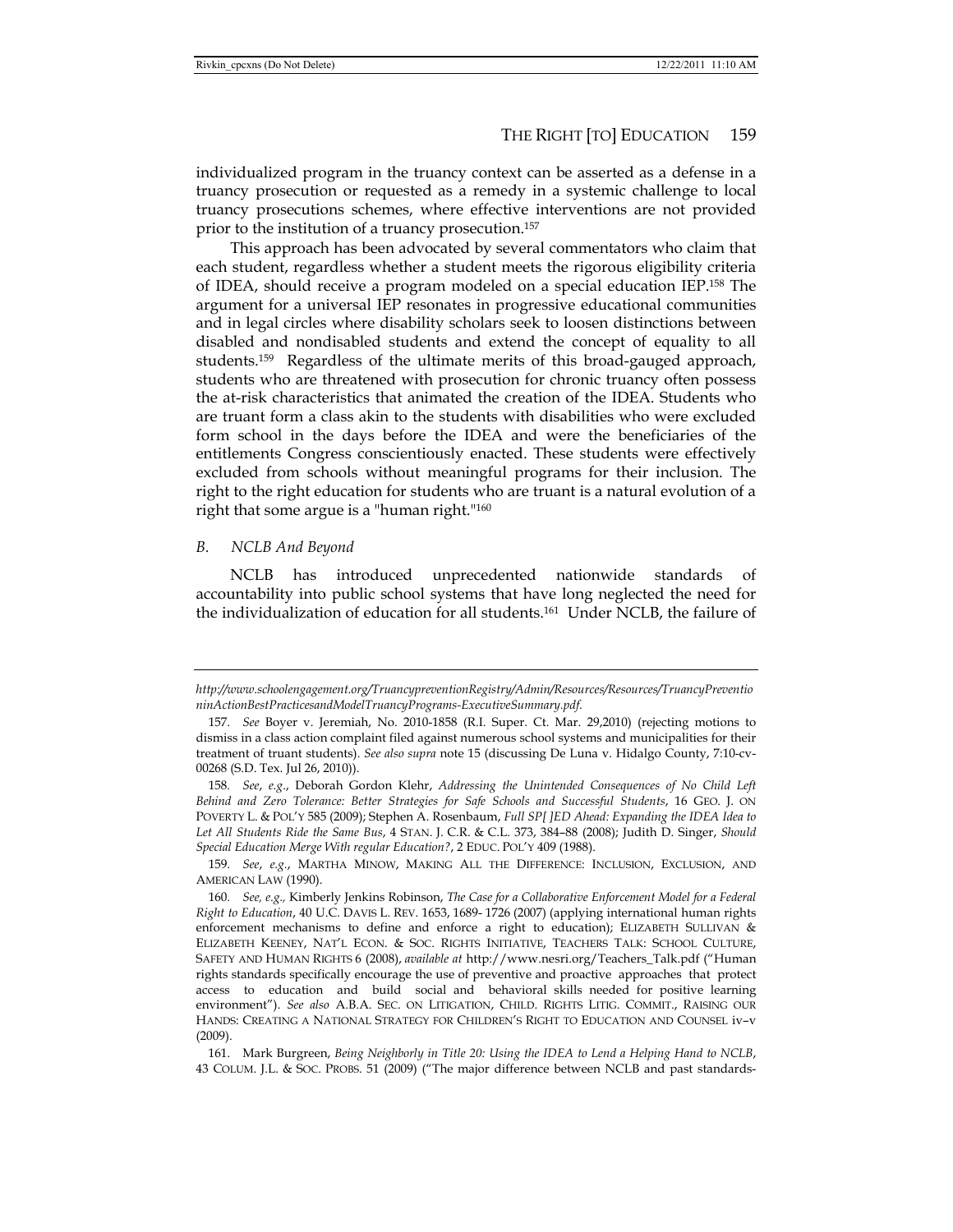individualized program in the truancy context can be asserted as a defense in a truancy prosecution or requested as a remedy in a systemic challenge to local truancy prosecutions schemes, where effective interventions are not provided prior to the institution of a truancy prosecution.[157]

This approach has been advocated by several commentators who claim that each student, regardless whether a student meets the rigorous eligibility criteria of IDEA, should receive a program modeled on a special education IEP.[158] The argument for a universal IEP resonates in progressive educational communities and in legal circles where disability scholars seek to loosen distinctions between disabled and nondisabled students and extend the concept of equality to all students.[159] Regardless of the ultimate merits of this broad-gauged approach, students who are threatened with prosecution for chronic truancy often possess the at-risk characteristics that animated the creation of the IDEA. Students who are truant form a class akin to the students with disabilities who were excluded form school in the days before the IDEA and were the beneficiaries of the entitlements Congress conscientiously enacted. These students were effectively excluded from schools without meaningful programs for their inclusion. The right to the right education for students who are truant is a natural evolution of a right that some argue is a "human right."[160]

### *B. NCLB And Beyond*

NCLB has introduced unprecedented nationwide standards of accountability into public school systems that have long neglected the need for the individualization of education for all students.[161] Under NCLB, the failure of

---

*http://www.schoolengagement.org/TruancypreventionRegistry/Admin/Resources/Resources/TruancyPreventionActionBestPracticesandModelTruancyPrograms-ExecutiveSummary.pdf.*

157. *See* Boyer v. Jeremiah, No. 2010-1858 (R.I. Super. Ct. Mar. 29,2010) (rejecting motions to dismiss in a class action complaint filed against numerous school systems and municipalities for their treatment of truant students). *See also supra* note 15 (discussing De Luna v. Hidalgo County, 7:10-cv-00268 (S.D. Tex. Jul 26, 2010)).

158. *See*, *e.g.*, Deborah Gordon Klehr, *Addressing the Unintended Consequences of No Child Left Behind and Zero Tolerance: Better Strategies for Safe Schools and Successful Students*, 16 GEO. J. ON POVERTY L. & POL'Y 585 (2009); Stephen A. Rosenbaum, *Full SP[ ]ED Ahead: Expanding the IDEA Idea to Let All Students Ride the Same Bus*, 4 STAN. J. C.R. & C.L. 373, 384–88 (2008); Judith D. Singer, *Should Special Education Merge With regular Education?*, 2 EDUC. POL'Y 409 (1988).

159. *See*, *e.g.*, MARTHA MINOW, MAKING ALL THE DIFFERENCE: INCLUSION, EXCLUSION, AND AMERICAN LAW (1990).

160. *See, e.g.,* Kimberly Jenkins Robinson, *The Case for a Collaborative Enforcement Model for a Federal Right to Education*, 40 U.C. DAVIS L. REV. 1653, 1689- 1726 (2007) (applying international human rights enforcement mechanisms to define and enforce a right to education); ELIZABETH SULLIVAN & ELIZABETH KEENEY, NAT'L ECON. & SOC. RIGHTS INITIATIVE, TEACHERS TALK: SCHOOL CULTURE, SAFETY AND HUMAN RIGHTS 6 (2008), *available at* http://www.nesri.org/Teachers_Talk.pdf ("Human rights standards specifically encourage the use of preventive and proactive approaches that protect access to education and build social and behavioral skills needed for positive learning environment"). *See also* A.B.A. SEC. ON LITIGATION, CHILD. RIGHTS LITIG. COMMIT., RAISING OUR HANDS: CREATING A NATIONAL STRATEGY FOR CHILDREN'S RIGHT TO EDUCATION AND COUNSEL iv–v (2009).

161. Mark Burgreen, *Being Neighborly in Title 20: Using the IDEA to Lend a Helping Hand to NCLB*, 43 COLUM. J.L. & SOC. PROBS. 51 (2009) ("The major difference between NCLB and past standards-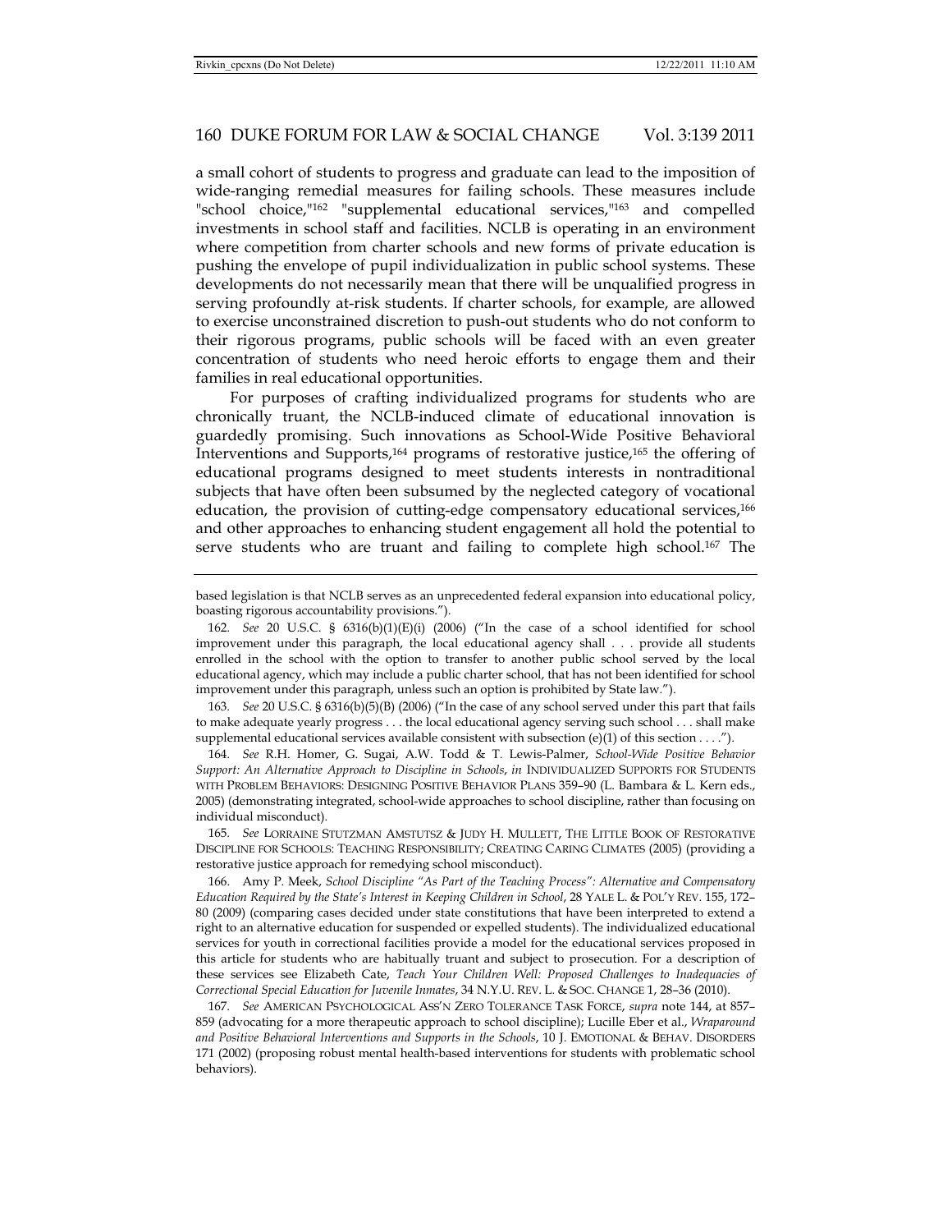a small cohort of students to progress and graduate can lead to the imposition of wide-ranging remedial measures for failing schools. These measures include "school choice,"[162] "supplemental educational services,"[163] and compelled investments in school staff and facilities. NCLB is operating in an environment where competition from charter schools and new forms of private education is pushing the envelope of pupil individualization in public school systems. These developments do not necessarily mean that there will be unqualified progress in serving profoundly at-risk students. If charter schools, for example, are allowed to exercise unconstrained discretion to push-out students who do not conform to their rigorous programs, public schools will be faced with an even greater concentration of students who need heroic efforts to engage them and their families in real educational opportunities.

For purposes of crafting individualized programs for students who are chronically truant, the NCLB-induced climate of educational innovation is guardedly promising. Such innovations as School-Wide Positive Behavioral Interventions and Supports,[164] programs of restorative justice,[165] the offering of educational programs designed to meet students interests in nontraditional subjects that have often been subsumed by the neglected category of vocational education, the provision of cutting-edge compensatory educational services,[166] and other approaches to enhancing student engagement all hold the potential to serve students who are truant and failing to complete high school.[167] The

---

based legislation is that NCLB serves as an unprecedented federal expansion into educational policy, boasting rigorous accountability provisions.").

162. *See* 20 U.S.C. § 6316(b)(1)(E)(i) (2006) ("In the case of a school identified for school improvement under this paragraph, the local educational agency shall . . . provide all students enrolled in the school with the option to transfer to another public school served by the local educational agency, which may include a public charter school, that has not been identified for school improvement under this paragraph, unless such an option is prohibited by State law.").

163. *See* 20 U.S.C. § 6316(b)(5)(B) (2006) ("In the case of any school served under this part that fails to make adequate yearly progress . . . the local educational agency serving such school . . . shall make supplemental educational services available consistent with subsection (e)(1) of this section . . . .").

164. *See* R.H. Homer, G. Sugai, A.W. Todd & T. Lewis-Palmer, *School-Wide Positive Behavior Support: An Alternative Approach to Discipline in Schools*, *in* INDIVIDUALIZED SUPPORTS FOR STUDENTS WITH PROBLEM BEHAVIORS: DESIGNING POSITIVE BEHAVIOR PLANS 359–90 (L. Bambara & L. Kern eds., 2005) (demonstrating integrated, school-wide approaches to school discipline, rather than focusing on individual misconduct).

165. *See* LORRAINE STUTZMAN AMSTUTSZ & JUDY H. MULLETT, THE LITTLE BOOK OF RESTORATIVE DISCIPLINE FOR SCHOOLS: TEACHING RESPONSIBILITY; CREATING CARING CLIMATES (2005) (providing a restorative justice approach for remedying school misconduct).

166. Amy P. Meek, *School Discipline "As Part of the Teaching Process": Alternative and Compensatory Education Required by the State's Interest in Keeping Children in School*, 28 YALE L. & POL'Y REV. 155, 172–80 (2009) (comparing cases decided under state constitutions that have been interpreted to extend a right to an alternative education for suspended or expelled students). The individualized educational services for youth in correctional facilities provide a model for the educational services proposed in this article for students who are habitually truant and subject to prosecution. For a description of these services see Elizabeth Cate, *Teach Your Children Well: Proposed Challenges to Inadequacies of Correctional Special Education for Juvenile Inmates*, 34 N.Y.U. REV. L. & SOC. CHANGE 1, 28–36 (2010).

167. *See* AMERICAN PSYCHOLOGICAL ASS'N ZERO TOLERANCE TASK FORCE, *supra* note 144, at 857–859 (advocating for a more therapeutic approach to school discipline); Lucille Eber et al., *Wraparound and Positive Behavioral Interventions and Supports in the Schools*, 10 J. EMOTIONAL & BEHAV. DISORDERS 171 (2002) (proposing robust mental health-based interventions for students with problematic school behaviors).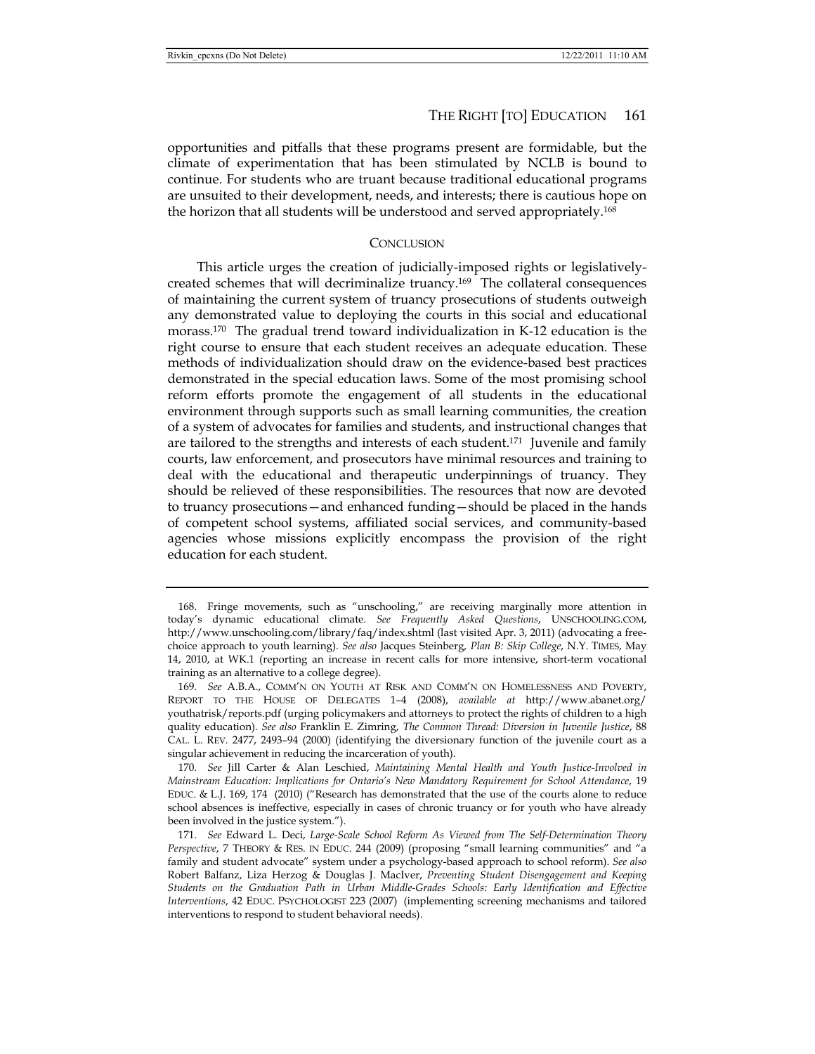opportunities and pitfalls that these programs present are formidable, but the climate of experimentation that has been stimulated by NCLB is bound to continue. For students who are truant because traditional educational programs are unsuited to their development, needs, and interests; there is cautious hope on the horizon that all students will be understood and served appropriately.[168]

## CONCLUSION

This article urges the creation of judicially-imposed rights or legislatively-created schemes that will decriminalize truancy.[169] The collateral consequences of maintaining the current system of truancy prosecutions of students outweigh any demonstrated value to deploying the courts in this social and educational morass.[170] The gradual trend toward individualization in K-12 education is the right course to ensure that each student receives an adequate education. These methods of individualization should draw on the evidence-based best practices demonstrated in the special education laws. Some of the most promising school reform efforts promote the engagement of all students in the educational environment through supports such as small learning communities, the creation of a system of advocates for families and students, and instructional changes that are tailored to the strengths and interests of each student.[171] Juvenile and family courts, law enforcement, and prosecutors have minimal resources and training to deal with the educational and therapeutic underpinnings of truancy. They should be relieved of these responsibilities. The resources that now are devoted to truancy prosecutions—and enhanced funding—should be placed in the hands of competent school systems, affiliated social services, and community-based agencies whose missions explicitly encompass the provision of the right education for each student.

---

168. Fringe movements, such as "unschooling," are receiving marginally more attention in today's dynamic educational climate. *See Frequently Asked Questions*, UNSCHOOLING.COM, http://www.unschooling.com/library/faq/index.shtml (last visited Apr. 3, 2011) (advocating a free-choice approach to youth learning). *See also* Jacques Steinberg, *Plan B: Skip College*, N.Y. TIMES, May 14, 2010, at WK.1 (reporting an increase in recent calls for more intensive, short-term vocational training as an alternative to a college degree).

169. *See* A.B.A., COMM'N ON YOUTH AT RISK AND COMM'N ON HOMELESSNESS AND POVERTY, REPORT TO THE HOUSE OF DELEGATES 1–4 (2008), *available at* http://www.abanet.org/youthatrisk/reports.pdf (urging policymakers and attorneys to protect the rights of children to a high quality education). *See also* Franklin E. Zimring, *The Common Thread: Diversion in Juvenile Justice*, 88 CAL. L. REV. 2477, 2493–94 (2000) (identifying the diversionary function of the juvenile court as a singular achievement in reducing the incarceration of youth).

170. *See* Jill Carter & Alan Leschied, *Maintaining Mental Health and Youth Justice-Involved in Mainstream Education: Implications for Ontario's New Mandatory Requirement for School Attendance*, 19 EDUC. & L.J. 169, 174 (2010) ("Research has demonstrated that the use of the courts alone to reduce school absences is ineffective, especially in cases of chronic truancy or for youth who have already been involved in the justice system.").

171. *See* Edward L. Deci, *Large-Scale School Reform As Viewed from The Self-Determination Theory Perspective*, 7 THEORY & RES. IN EDUC. 244 (2009) (proposing "small learning communities" and "a family and student advocate" system under a psychology-based approach to school reform). *See also* Robert Balfanz, Liza Herzog & Douglas J. MacIver, *Preventing Student Disengagement and Keeping Students on the Graduation Path in Urban Middle-Grades Schools: Early Identification and Effective Interventions*, 42 EDUC. PSYCHOLOGIST 223 (2007) (implementing screening mechanisms and tailored interventions to respond to student behavioral needs).